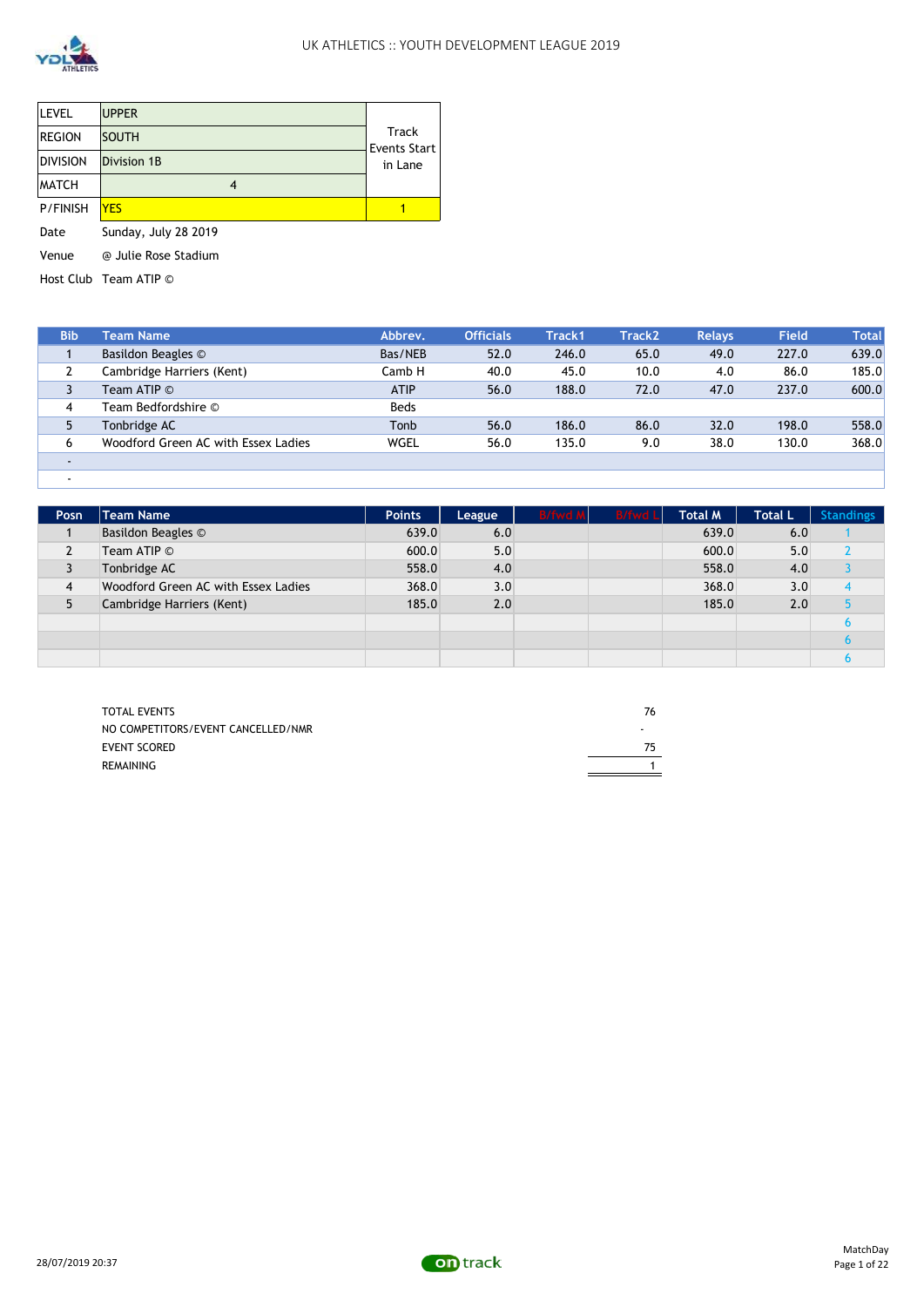# UK ATHLETICS :: YOUTH DEVELOPMENT LEAGUE 2019

| | | |
|---|---|---|
| LEVEL | UPPER | Track Events Start in Lane |
| REGION | SOUTH | |
| DIVISION | Division 1B | |
| MATCH | 4 | |
| P/FINISH | YES | 1 |

| | |
|---|---|
| Date | Sunday, July 28 2019 |
| Venue | @ Julie Rose Stadium |
| Host Club | Team ATIP © |

| Bib | Team Name | Abbrev. | Officials | Track1 | Track2 | Relays | Field | Total |
|---|---|---|---|---|---|---|---|---|
| 1 | Basildon Beagles © | Bas/NEB | 52.0 | 246.0 | 65.0 | 49.0 | 227.0 | 639.0 |
| 2 | Cambridge Harriers (Kent) | Camb H | 40.0 | 45.0 | 10.0 | 4.0 | 86.0 | 185.0 |
| 3 | Team ATIP © | ATIP | 56.0 | 188.0 | 72.0 | 47.0 | 237.0 | 600.0 |
| 4 | Team Bedfordshire © | Beds | | | | | | |
| 5 | Tonbridge AC | Tonb | 56.0 | 186.0 | 86.0 | 32.0 | 198.0 | 558.0 |
| 6 | Woodford Green AC with Essex Ladies | WGEL | 56.0 | 135.0 | 9.0 | 38.0 | 130.0 | 368.0 |
| - | | | | | | | | |
| - | | | | | | | | |

| Posn | Team Name | Points | League | B/fwd M | B/fwd L | Total M | Total L | Standings |
|---|---|---|---|---|---|---|---|---|
| 1 | Basildon Beagles © | 639.0 | 6.0 | | | 639.0 | 6.0 | 1 |
| 2 | Team ATIP © | 600.0 | 5.0 | | | 600.0 | 5.0 | 2 |
| 3 | Tonbridge AC | 558.0 | 4.0 | | | 558.0 | 4.0 | 3 |
| 4 | Woodford Green AC with Essex Ladies | 368.0 | 3.0 | | | 368.0 | 3.0 | 4 |
| 5 | Cambridge Harriers (Kent) | 185.0 | 2.0 | | | 185.0 | 2.0 | 5 |
| | | | | | | | | 6 |
| | | | | | | | | 6 |
| | | | | | | | | 6 |

| | |
|---|---|
| TOTAL EVENTS | 76 |
| NO COMPETITORS/EVENT CANCELLED/NMR | - |
| EVENT SCORED | 75 |
| REMAINING | 1 |

28/07/2019 20:37

MatchDay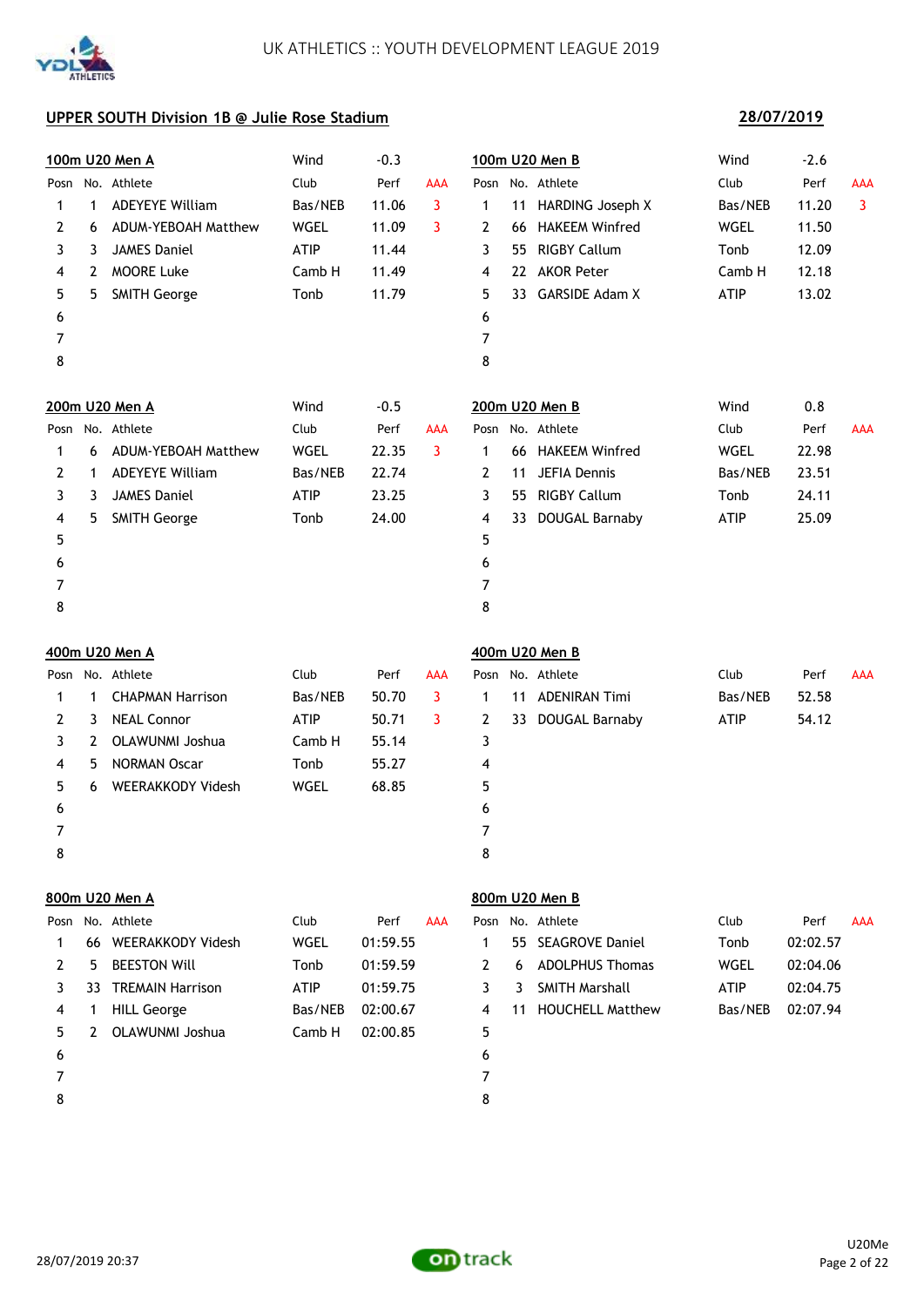UK ATHLETICS :: YOUTH DEVELOPMENT LEAGUE 2019

**UPPER SOUTH Division 1B @ Julie Rose Stadium** **28/07/2019**

### 100m U20 Men A

Wind: -0.3

| Posn | No. | Athlete | Club | Perf | AAA |
|---|---|---|---|---|---|
| 1 | 1 | ADEYEYE William | Bas/NEB | 11.06 | 3 |
| 2 | 6 | ADUM-YEBOAH Matthew | WGEL | 11.09 | 3 |
| 3 | 3 | JAMES Daniel | ATIP | 11.44 | |
| 4 | 2 | MOORE Luke | Camb H | 11.49 | |
| 5 | 5 | SMITH George | Tonb | 11.79 | |
| 6 | | | | | |
| 7 | | | | | |
| 8 | | | | | |

### 100m U20 Men B

Wind: -2.6

| Posn | No. | Athlete | Club | Perf | AAA |
|---|---|---|---|---|---|
| 1 | 11 | HARDING Joseph X | Bas/NEB | 11.20 | 3 |
| 2 | 66 | HAKEEM Winfred | WGEL | 11.50 | |
| 3 | 55 | RIGBY Callum | Tonb | 12.09 | |
| 4 | 22 | AKOR Peter | Camb H | 12.18 | |
| 5 | 33 | GARSIDE Adam X | ATIP | 13.02 | |
| 6 | | | | | |
| 7 | | | | | |
| 8 | | | | | |

### 200m U20 Men A

Wind: -0.5

| Posn | No. | Athlete | Club | Perf | AAA |
|---|---|---|---|---|---|
| 1 | 6 | ADUM-YEBOAH Matthew | WGEL | 22.35 | 3 |
| 2 | 1 | ADEYEYE William | Bas/NEB | 22.74 | |
| 3 | 3 | JAMES Daniel | ATIP | 23.25 | |
| 4 | 5 | SMITH George | Tonb | 24.00 | |
| 5 | | | | | |
| 6 | | | | | |
| 7 | | | | | |
| 8 | | | | | |

### 200m U20 Men B

Wind: 0.8

| Posn | No. | Athlete | Club | Perf | AAA |
|---|---|---|---|---|---|
| 1 | 66 | HAKEEM Winfred | WGEL | 22.98 | |
| 2 | 11 | JEFIA Dennis | Bas/NEB | 23.51 | |
| 3 | 55 | RIGBY Callum | Tonb | 24.11 | |
| 4 | 33 | DOUGAL Barnaby | ATIP | 25.09 | |
| 5 | | | | | |
| 6 | | | | | |
| 7 | | | | | |
| 8 | | | | | |

### 400m U20 Men A

| Posn | No. | Athlete | Club | Perf | AAA |
|---|---|---|---|---|---|
| 1 | 1 | CHAPMAN Harrison | Bas/NEB | 50.70 | 3 |
| 2 | 3 | NEAL Connor | ATIP | 50.71 | 3 |
| 3 | 2 | OLAWUNMI Joshua | Camb H | 55.14 | |
| 4 | 5 | NORMAN Oscar | Tonb | 55.27 | |
| 5 | 6 | WEERAKKODY Videsh | WGEL | 68.85 | |
| 6 | | | | | |
| 7 | | | | | |
| 8 | | | | | |

### 400m U20 Men B

| Posn | No. | Athlete | Club | Perf | AAA |
|---|---|---|---|---|---|
| 1 | 11 | ADENIRAN Timi | Bas/NEB | 52.58 | |
| 2 | 33 | DOUGAL Barnaby | ATIP | 54.12 | |
| 3 | | | | | |
| 4 | | | | | |
| 5 | | | | | |
| 6 | | | | | |
| 7 | | | | | |
| 8 | | | | | |

### 800m U20 Men A

| Posn | No. | Athlete | Club | Perf | AAA |
|---|---|---|---|---|---|
| 1 | 66 | WEERAKKODY Videsh | WGEL | 01:59.55 | |
| 2 | 5 | BEESTON Will | Tonb | 01:59.59 | |
| 3 | 33 | TREMAIN Harrison | ATIP | 01:59.75 | |
| 4 | 1 | HILL George | Bas/NEB | 02:00.67 | |
| 5 | 2 | OLAWUNMI Joshua | Camb H | 02:00.85 | |
| 6 | | | | | |
| 7 | | | | | |
| 8 | | | | | |

### 800m U20 Men B

| Posn | No. | Athlete | Club | Perf | AAA |
|---|---|---|---|---|---|
| 1 | 55 | SEAGROVE Daniel | Tonb | 02:02.57 | |
| 2 | 6 | ADOLPHUS Thomas | WGEL | 02:04.06 | |
| 3 | 3 | SMITH Marshall | ATIP | 02:04.75 | |
| 4 | 11 | HOUCHELL Matthew | Bas/NEB | 02:07.94 | |
| 5 | | | | | |
| 6 | | | | | |
| 7 | | | | | |
| 8 | | | | | |

28/07/2019 20:37

U20Me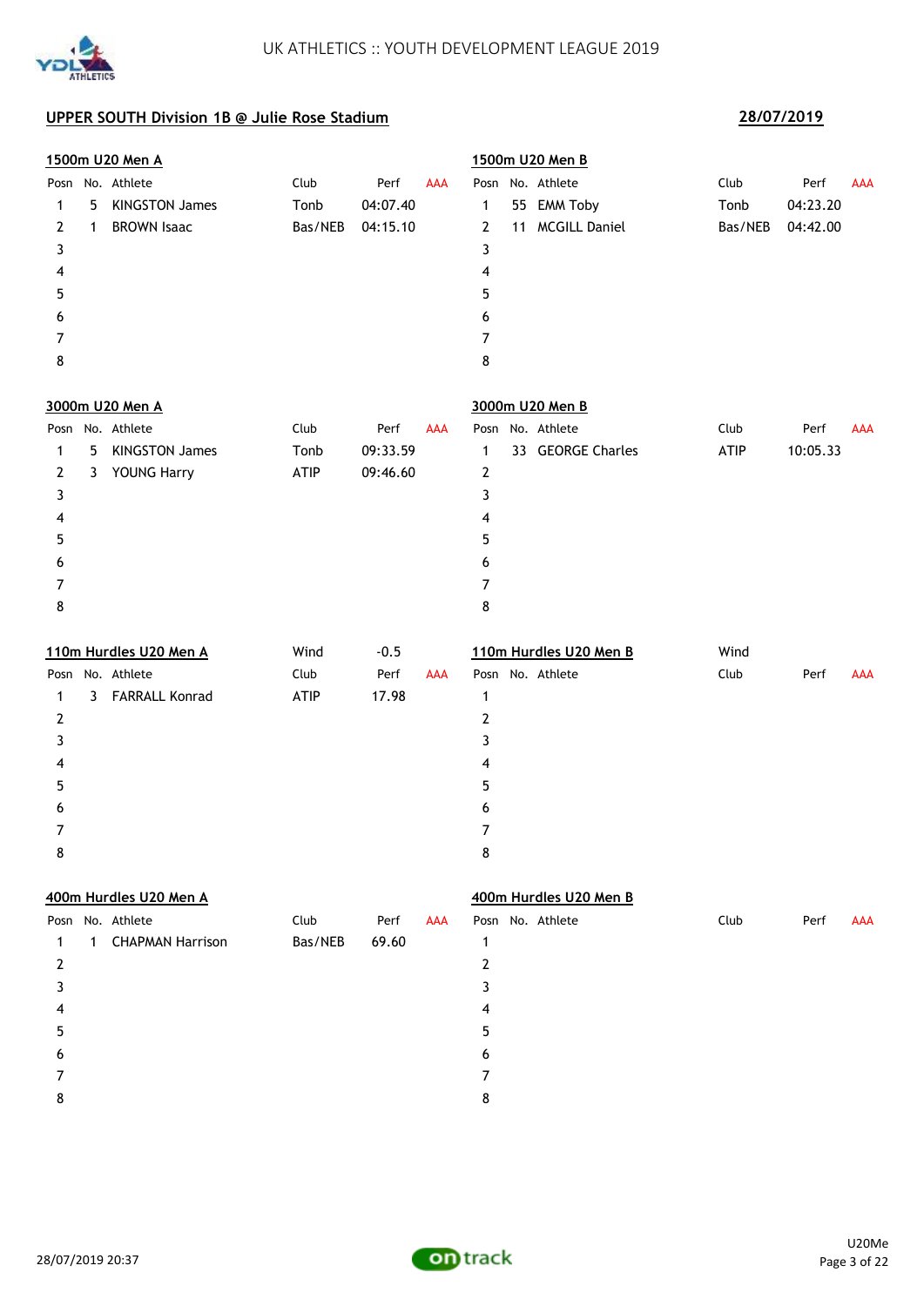## UPPER SOUTH Division 1B @ Julie Rose Stadium

**28/07/2019**

### 1500m U20 Men A

| Posn | No. | Athlete | Club | Perf | AAA |
|---|---|---|---|---|---|
| 1 | 5 | KINGSTON James | Tonb | 04:07.40 | |
| 2 | 1 | BROWN Isaac | Bas/NEB | 04:15.10 | |
| 3 | | | | | |
| 4 | | | | | |
| 5 | | | | | |
| 6 | | | | | |
| 7 | | | | | |
| 8 | | | | | |

### 1500m U20 Men B

| Posn | No. | Athlete | Club | Perf | AAA |
|---|---|---|---|---|---|
| 1 | 55 | EMM Toby | Tonb | 04:23.20 | |
| 2 | 11 | MCGILL Daniel | Bas/NEB | 04:42.00 | |
| 3 | | | | | |
| 4 | | | | | |
| 5 | | | | | |
| 6 | | | | | |
| 7 | | | | | |
| 8 | | | | | |

### 3000m U20 Men A

| Posn | No. | Athlete | Club | Perf | AAA |
|---|---|---|---|---|---|
| 1 | 5 | KINGSTON James | Tonb | 09:33.59 | |
| 2 | 3 | YOUNG Harry | ATIP | 09:46.60 | |
| 3 | | | | | |
| 4 | | | | | |
| 5 | | | | | |
| 6 | | | | | |
| 7 | | | | | |
| 8 | | | | | |

### 3000m U20 Men B

| Posn | No. | Athlete | Club | Perf | AAA |
|---|---|---|---|---|---|
| 1 | 33 | GEORGE Charles | ATIP | 10:05.33 | |
| 2 | | | | | |
| 3 | | | | | |
| 4 | | | | | |
| 5 | | | | | |
| 6 | | | | | |
| 7 | | | | | |
| 8 | | | | | |

### 110m Hurdles U20 Men A

Wind -0.5

| Posn | No. | Athlete | Club | Perf | AAA |
|---|---|---|---|---|---|
| 1 | 3 | FARRALL Konrad | ATIP | 17.98 | |
| 2 | | | | | |
| 3 | | | | | |
| 4 | | | | | |
| 5 | | | | | |
| 6 | | | | | |
| 7 | | | | | |
| 8 | | | | | |

### 110m Hurdles U20 Men B

Wind

| Posn | No. | Athlete | Club | Perf | AAA |
|---|---|---|---|---|---|
| 1 | | | | | |
| 2 | | | | | |
| 3 | | | | | |
| 4 | | | | | |
| 5 | | | | | |
| 6 | | | | | |
| 7 | | | | | |
| 8 | | | | | |

### 400m Hurdles U20 Men A

| Posn | No. | Athlete | Club | Perf | AAA |
|---|---|---|---|---|---|
| 1 | 1 | CHAPMAN Harrison | Bas/NEB | 69.60 | |
| 2 | | | | | |
| 3 | | | | | |
| 4 | | | | | |
| 5 | | | | | |
| 6 | | | | | |
| 7 | | | | | |
| 8 | | | | | |

### 400m Hurdles U20 Men B

| Posn | No. | Athlete | Club | Perf | AAA |
|---|---|---|---|---|---|
| 1 | | | | | |
| 2 | | | | | |
| 3 | | | | | |
| 4 | | | | | |
| 5 | | | | | |
| 6 | | | | | |
| 7 | | | | | |
| 8 | | | | | |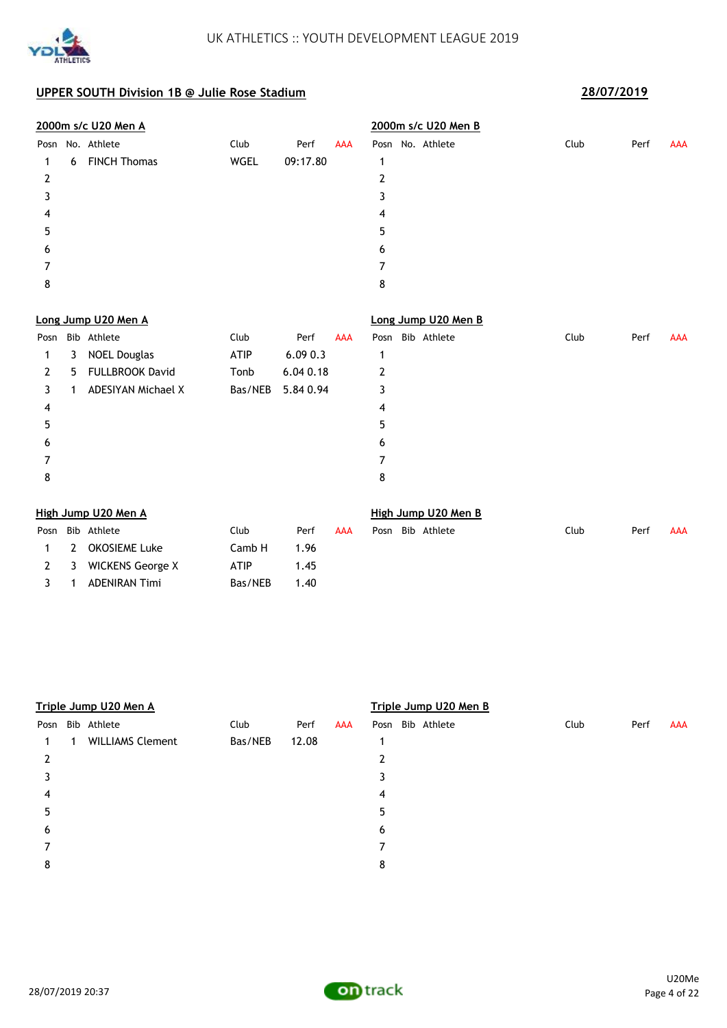UK ATHLETICS :: YOUTH DEVELOPMENT LEAGUE 2019

## UPPER SOUTH Division 1B @ Julie Rose Stadium

**28/07/2019**

### 2000m s/c U20 Men A

| Posn | No. | Athlete | Club | Perf | AAA |
|---|---|---|---|---|---|
| 1 | 6 | FINCH Thomas | WGEL | 09:17.80 | |
| 2 | | | | | |
| 3 | | | | | |
| 4 | | | | | |
| 5 | | | | | |
| 6 | | | | | |
| 7 | | | | | |
| 8 | | | | | |

### 2000m s/c U20 Men B

| Posn | No. | Athlete | Club | Perf | AAA |
|---|---|---|---|---|---|
| 1 | | | | | |
| 2 | | | | | |
| 3 | | | | | |
| 4 | | | | | |
| 5 | | | | | |
| 6 | | | | | |
| 7 | | | | | |
| 8 | | | | | |

### Long Jump U20 Men A

| Posn | Bib | Athlete | Club | Perf | AAA |
|---|---|---|---|---|---|
| 1 | 3 | NOEL Douglas | ATIP | 6.09 0.3 | |
| 2 | 5 | FULLBROOK David | Tonb | 6.04 0.18 | |
| 3 | 1 | ADESIYAN Michael X | Bas/NEB | 5.84 0.94 | |
| 4 | | | | | |
| 5 | | | | | |
| 6 | | | | | |
| 7 | | | | | |
| 8 | | | | | |

### Long Jump U20 Men B

| Posn | Bib | Athlete | Club | Perf | AAA |
|---|---|---|---|---|---|
| 1 | | | | | |
| 2 | | | | | |
| 3 | | | | | |
| 4 | | | | | |
| 5 | | | | | |
| 6 | | | | | |
| 7 | | | | | |
| 8 | | | | | |

### High Jump U20 Men A

| Posn | Bib | Athlete | Club | Perf | AAA |
|---|---|---|---|---|---|
| 1 | 2 | OKOSIEME Luke | Camb H | 1.96 | |
| 2 | 3 | WICKENS George X | ATIP | 1.45 | |
| 3 | 1 | ADENIRAN Timi | Bas/NEB | 1.40 | |

### High Jump U20 Men B

| Posn | Bib | Athlete | Club | Perf | AAA |
|---|---|---|---|---|---|

### Triple Jump U20 Men A

| Posn | Bib | Athlete | Club | Perf | AAA |
|---|---|---|---|---|---|
| 1 | 1 | WILLIAMS Clement | Bas/NEB | 12.08 | |
| 2 | | | | | |
| 3 | | | | | |
| 4 | | | | | |
| 5 | | | | | |
| 6 | | | | | |
| 7 | | | | | |
| 8 | | | | | |

### Triple Jump U20 Men B

| Posn | Bib | Athlete | Club | Perf | AAA |
|---|---|---|---|---|---|
| 1 | | | | | |
| 2 | | | | | |
| 3 | | | | | |
| 4 | | | | | |
| 5 | | | | | |
| 6 | | | | | |
| 7 | | | | | |
| 8 | | | | | |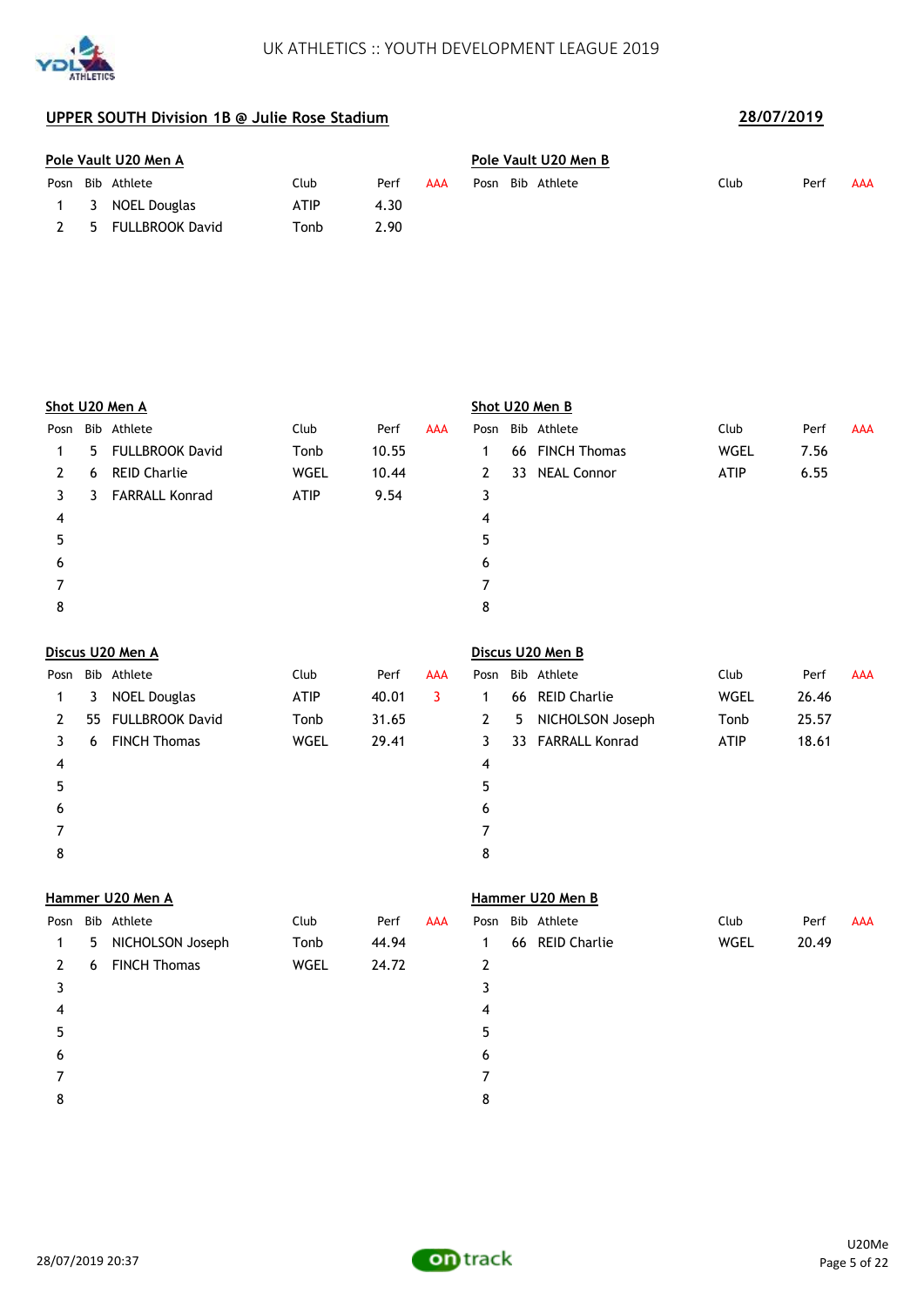UK ATHLETICS :: YOUTH DEVELOPMENT LEAGUE 2019

## UPPER SOUTH Division 1B @ Julie Rose Stadium

**28/07/2019**

### Pole Vault U20 Men A

| Posn | Bib | Athlete | Club | Perf | AAA |
|---|---|---|---|---|---|
| 1 | 3 | NOEL Douglas | ATIP | 4.30 | |
| 2 | 5 | FULLBROOK David | Tonb | 2.90 | |

### Pole Vault U20 Men B

| Posn | Bib | Athlete | Club | Perf | AAA |
|---|---|---|---|---|---|

### Shot U20 Men A

| Posn | Bib | Athlete | Club | Perf | AAA |
|---|---|---|---|---|---|
| 1 | 5 | FULLBROOK David | Tonb | 10.55 | |
| 2 | 6 | REID Charlie | WGEL | 10.44 | |
| 3 | 3 | FARRALL Konrad | ATIP | 9.54 | |
| 4 | | | | | |
| 5 | | | | | |
| 6 | | | | | |
| 7 | | | | | |
| 8 | | | | | |

### Shot U20 Men B

| Posn | Bib | Athlete | Club | Perf | AAA |
|---|---|---|---|---|---|
| 1 | 66 | FINCH Thomas | WGEL | 7.56 | |
| 2 | 33 | NEAL Connor | ATIP | 6.55 | |
| 3 | | | | | |
| 4 | | | | | |
| 5 | | | | | |
| 6 | | | | | |
| 7 | | | | | |
| 8 | | | | | |

### Discus U20 Men A

| Posn | Bib | Athlete | Club | Perf | AAA |
|---|---|---|---|---|---|
| 1 | 3 | NOEL Douglas | ATIP | 40.01 | 3 |
| 2 | 55 | FULLBROOK David | Tonb | 31.65 | |
| 3 | 6 | FINCH Thomas | WGEL | 29.41 | |
| 4 | | | | | |
| 5 | | | | | |
| 6 | | | | | |
| 7 | | | | | |
| 8 | | | | | |

### Discus U20 Men B

| Posn | Bib | Athlete | Club | Perf | AAA |
|---|---|---|---|---|---|
| 1 | 66 | REID Charlie | WGEL | 26.46 | |
| 2 | 5 | NICHOLSON Joseph | Tonb | 25.57 | |
| 3 | 33 | FARRALL Konrad | ATIP | 18.61 | |
| 4 | | | | | |
| 5 | | | | | |
| 6 | | | | | |
| 7 | | | | | |
| 8 | | | | | |

### Hammer U20 Men A

| Posn | Bib | Athlete | Club | Perf | AAA |
|---|---|---|---|---|---|
| 1 | 5 | NICHOLSON Joseph | Tonb | 44.94 | |
| 2 | 6 | FINCH Thomas | WGEL | 24.72 | |
| 3 | | | | | |
| 4 | | | | | |
| 5 | | | | | |
| 6 | | | | | |
| 7 | | | | | |
| 8 | | | | | |

### Hammer U20 Men B

| Posn | Bib | Athlete | Club | Perf | AAA |
|---|---|---|---|---|---|
| 1 | 66 | REID Charlie | WGEL | 20.49 | |
| 2 | | | | | |
| 3 | | | | | |
| 4 | | | | | |
| 5 | | | | | |
| 6 | | | | | |
| 7 | | | | | |
| 8 | | | | | |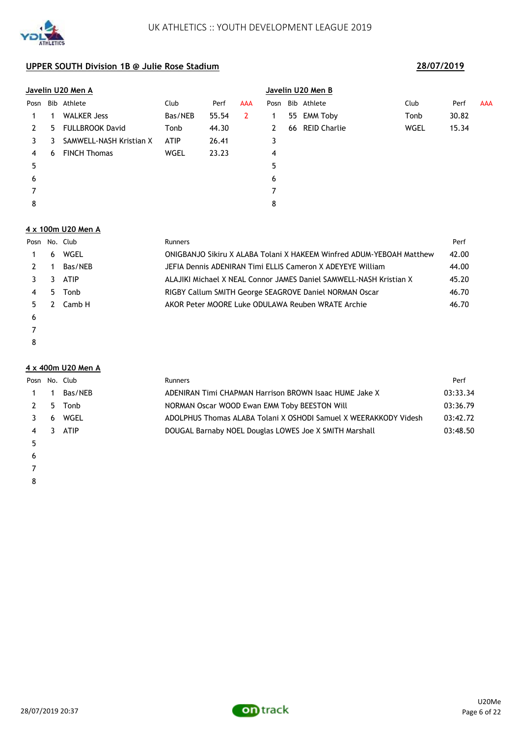UK ATHLETICS :: YOUTH DEVELOPMENT LEAGUE 2019

## UPPER SOUTH Division 1B @ Julie Rose Stadium

**28/07/2019**

### Javelin U20 Men A

| Posn | Bib | Athlete | Club | Perf | AAA |
|---|---|---|---|---|---|
| 1 | 1 | WALKER Jess | Bas/NEB | 55.54 | 2 |
| 2 | 5 | FULLBROOK David | Tonb | 44.30 | |
| 3 | 3 | SAMWELL-NASH Kristian X | ATIP | 26.41 | |
| 4 | 6 | FINCH Thomas | WGEL | 23.23 | |
| 5 | | | | | |
| 6 | | | | | |
| 7 | | | | | |
| 8 | | | | | |

### Javelin U20 Men B

| Posn | Bib | Athlete | Club | Perf | AAA |
|---|---|---|---|---|---|
| 1 | 55 | EMM Toby | Tonb | 30.82 | |
| 2 | 66 | REID Charlie | WGEL | 15.34 | |
| 3 | | | | | |
| 4 | | | | | |
| 5 | | | | | |
| 6 | | | | | |
| 7 | | | | | |
| 8 | | | | | |

### 4 x 100m U20 Men A

| Posn | No. | Club | Runners | Perf |
|---|---|---|---|---|
| 1 | 6 | WGEL | ONIGBANJO Sikiru X ALABA Tolani X HAKEEM Winfred ADUM-YEBOAH Matthew | 42.00 |
| 2 | 1 | Bas/NEB | JEFIA Dennis ADENIRAN Timi ELLIS Cameron X ADEYEYE William | 44.00 |
| 3 | 3 | ATIP | ALAJIKI Michael X NEAL Connor JAMES Daniel SAMWELL-NASH Kristian X | 45.20 |
| 4 | 5 | Tonb | RIGBY Callum SMITH George SEAGROVE Daniel NORMAN Oscar | 46.70 |
| 5 | 2 | Camb H | AKOR Peter MOORE Luke ODULAWA Reuben WRATE Archie | 46.70 |
| 6 | | | | |
| 7 | | | | |
| 8 | | | | |

### 4 x 400m U20 Men A

| Posn | No. | Club | Runners | Perf |
|---|---|---|---|---|
| 1 | 1 | Bas/NEB | ADENIRAN Timi CHAPMAN Harrison BROWN Isaac HUME Jake X | 03:33.34 |
| 2 | 5 | Tonb | NORMAN Oscar WOOD Ewan EMM Toby BEESTON Will | 03:36.79 |
| 3 | 6 | WGEL | ADOLPHUS Thomas ALABA Tolani X OSHODI Samuel X WEERAKKODY Videsh | 03:42.72 |
| 4 | 3 | ATIP | DOUGAL Barnaby NOEL Douglas LOWES Joe X SMITH Marshall | 03:48.50 |
| 5 | | | | |
| 6 | | | | |
| 7 | | | | |
| 8 | | | | |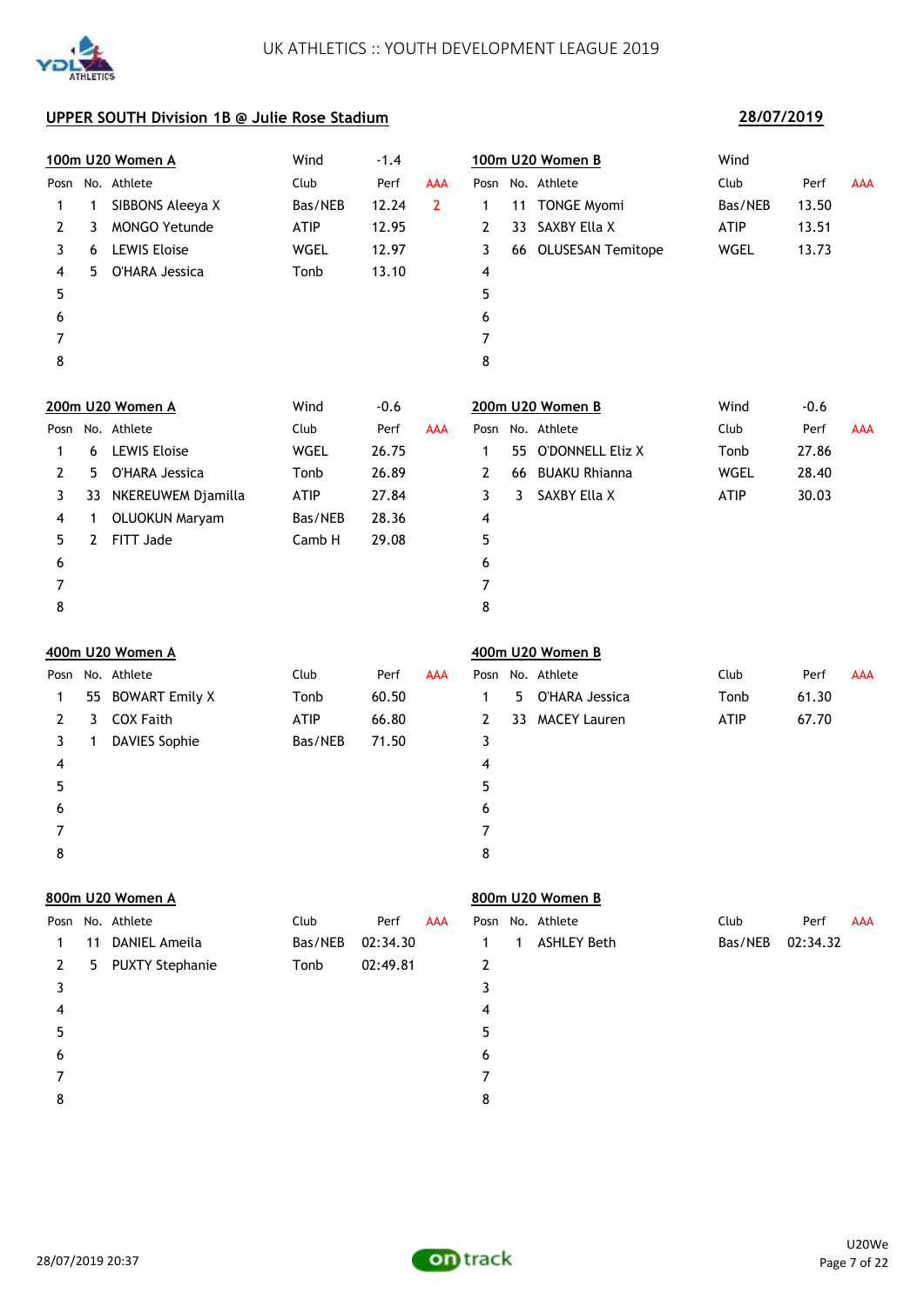# UK ATHLETICS :: YOUTH DEVELOPMENT LEAGUE 2019

## UPPER SOUTH Division 1B @ Julie Rose Stadium

**28/07/2019**

### 100m U20 Women A

Wind -1.4

| Posn | No. | Athlete | Club | Perf | AAA |
|---|---|---|---|---|---|
| 1 | 1 | SIBBONS Aleeya X | Bas/NEB | 12.24 | 2 |
| 2 | 3 | MONGO Yetunde | ATIP | 12.95 | |
| 3 | 6 | LEWIS Eloise | WGEL | 12.97 | |
| 4 | 5 | O'HARA Jessica | Tonb | 13.10 | |
| 5 | | | | | |
| 6 | | | | | |
| 7 | | | | | |
| 8 | | | | | |

### 100m U20 Women B

Wind

| Posn | No. | Athlete | Club | Perf | AAA |
|---|---|---|---|---|---|
| 1 | 11 | TONGE Myomi | Bas/NEB | 13.50 | |
| 2 | 33 | SAXBY Ella X | ATIP | 13.51 | |
| 3 | 66 | OLUSESAN Temitope | WGEL | 13.73 | |
| 4 | | | | | |
| 5 | | | | | |
| 6 | | | | | |
| 7 | | | | | |
| 8 | | | | | |

### 200m U20 Women A

Wind -0.6

| Posn | No. | Athlete | Club | Perf | AAA |
|---|---|---|---|---|---|
| 1 | 6 | LEWIS Eloise | WGEL | 26.75 | |
| 2 | 5 | O'HARA Jessica | Tonb | 26.89 | |
| 3 | 33 | NKEREUWEM Djamilla | ATIP | 27.84 | |
| 4 | 1 | OLUOKUN Maryam | Bas/NEB | 28.36 | |
| 5 | 2 | FITT Jade | Camb H | 29.08 | |
| 6 | | | | | |
| 7 | | | | | |
| 8 | | | | | |

### 200m U20 Women B

Wind -0.6

| Posn | No. | Athlete | Club | Perf | AAA |
|---|---|---|---|---|---|
| 1 | 55 | O'DONNELL Eliz X | Tonb | 27.86 | |
| 2 | 66 | BUAKU Rhianna | WGEL | 28.40 | |
| 3 | 3 | SAXBY Ella X | ATIP | 30.03 | |
| 4 | | | | | |
| 5 | | | | | |
| 6 | | | | | |
| 7 | | | | | |
| 8 | | | | | |

### 400m U20 Women A

| Posn | No. | Athlete | Club | Perf | AAA |
|---|---|---|---|---|---|
| 1 | 55 | BOWART Emily X | Tonb | 60.50 | |
| 2 | 3 | COX Faith | ATIP | 66.80 | |
| 3 | 1 | DAVIES Sophie | Bas/NEB | 71.50 | |
| 4 | | | | | |
| 5 | | | | | |
| 6 | | | | | |
| 7 | | | | | |
| 8 | | | | | |

### 400m U20 Women B

| Posn | No. | Athlete | Club | Perf | AAA |
|---|---|---|---|---|---|
| 1 | 5 | O'HARA Jessica | Tonb | 61.30 | |
| 2 | 33 | MACEY Lauren | ATIP | 67.70 | |
| 3 | | | | | |
| 4 | | | | | |
| 5 | | | | | |
| 6 | | | | | |
| 7 | | | | | |
| 8 | | | | | |

### 800m U20 Women A

| Posn | No. | Athlete | Club | Perf | AAA |
|---|---|---|---|---|---|
| 1 | 11 | DANIEL Ameila | Bas/NEB | 02:34.30 | |
| 2 | 5 | PUXTY Stephanie | Tonb | 02:49.81 | |
| 3 | | | | | |
| 4 | | | | | |
| 5 | | | | | |
| 6 | | | | | |
| 7 | | | | | |
| 8 | | | | | |

### 800m U20 Women B

| Posn | No. | Athlete | Club | Perf | AAA |
|---|---|---|---|---|---|
| 1 | 1 | ASHLEY Beth | Bas/NEB | 02:34.32 | |
| 2 | | | | | |
| 3 | | | | | |
| 4 | | | | | |
| 5 | | | | | |
| 6 | | | | | |
| 7 | | | | | |
| 8 | | | | | |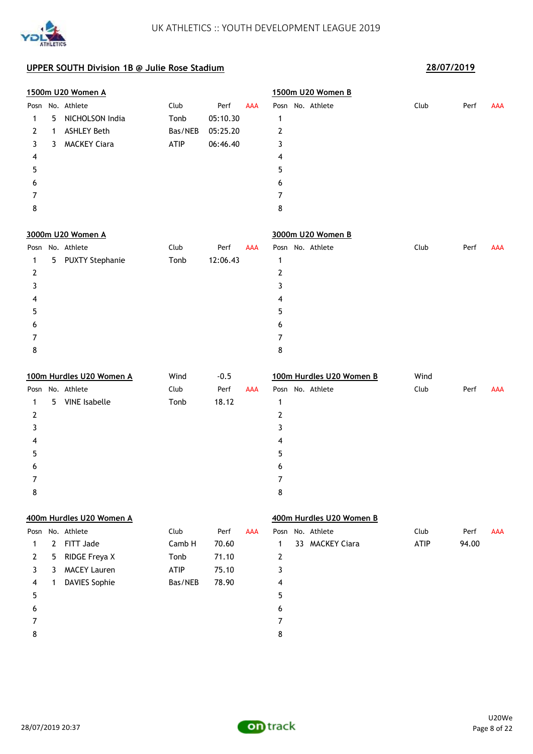UK ATHLETICS :: YOUTH DEVELOPMENT LEAGUE 2019

## UPPER SOUTH Division 1B @ Julie Rose Stadium

**28/07/2019**

### 1500m U20 Women A

| Posn | No. | Athlete | Club | Perf | AAA |
|---|---|---|---|---|---|
| 1 | 5 | NICHOLSON India | Tonb | 05:10.30 | |
| 2 | 1 | ASHLEY Beth | Bas/NEB | 05:25.20 | |
| 3 | 3 | MACKEY Ciara | ATIP | 06:46.40 | |
| 4 | | | | | |
| 5 | | | | | |
| 6 | | | | | |
| 7 | | | | | |
| 8 | | | | | |

### 1500m U20 Women B

| Posn | No. | Athlete | Club | Perf | AAA |
|---|---|---|---|---|---|
| 1 | | | | | |
| 2 | | | | | |
| 3 | | | | | |
| 4 | | | | | |
| 5 | | | | | |
| 6 | | | | | |
| 7 | | | | | |
| 8 | | | | | |

### 3000m U20 Women A

| Posn | No. | Athlete | Club | Perf | AAA |
|---|---|---|---|---|---|
| 1 | 5 | PUXTY Stephanie | Tonb | 12:06.43 | |
| 2 | | | | | |
| 3 | | | | | |
| 4 | | | | | |
| 5 | | | | | |
| 6 | | | | | |
| 7 | | | | | |
| 8 | | | | | |

### 3000m U20 Women B

| Posn | No. | Athlete | Club | Perf | AAA |
|---|---|---|---|---|---|
| 1 | | | | | |
| 2 | | | | | |
| 3 | | | | | |
| 4 | | | | | |
| 5 | | | | | |
| 6 | | | | | |
| 7 | | | | | |
| 8 | | | | | |

### 100m Hurdles U20 Women A

Wind -0.5

| Posn | No. | Athlete | Club | Perf | AAA |
|---|---|---|---|---|---|
| 1 | 5 | VINE Isabelle | Tonb | 18.12 | |
| 2 | | | | | |
| 3 | | | | | |
| 4 | | | | | |
| 5 | | | | | |
| 6 | | | | | |
| 7 | | | | | |
| 8 | | | | | |

### 100m Hurdles U20 Women B

Wind

| Posn | No. | Athlete | Club | Perf | AAA |
|---|---|---|---|---|---|
| 1 | | | | | |
| 2 | | | | | |
| 3 | | | | | |
| 4 | | | | | |
| 5 | | | | | |
| 6 | | | | | |
| 7 | | | | | |
| 8 | | | | | |

### 400m Hurdles U20 Women A

| Posn | No. | Athlete | Club | Perf | AAA |
|---|---|---|---|---|---|
| 1 | 2 | FITT Jade | Camb H | 70.60 | |
| 2 | 5 | RIDGE Freya X | Tonb | 71.10 | |
| 3 | 3 | MACEY Lauren | ATIP | 75.10 | |
| 4 | 1 | DAVIES Sophie | Bas/NEB | 78.90 | |
| 5 | | | | | |
| 6 | | | | | |
| 7 | | | | | |
| 8 | | | | | |

### 400m Hurdles U20 Women B

| Posn | No. | Athlete | Club | Perf | AAA |
|---|---|---|---|---|---|
| 1 | 33 | MACKEY Ciara | ATIP | 94.00 | |
| 2 | | | | | |
| 3 | | | | | |
| 4 | | | | | |
| 5 | | | | | |
| 6 | | | | | |
| 7 | | | | | |
| 8 | | | | | |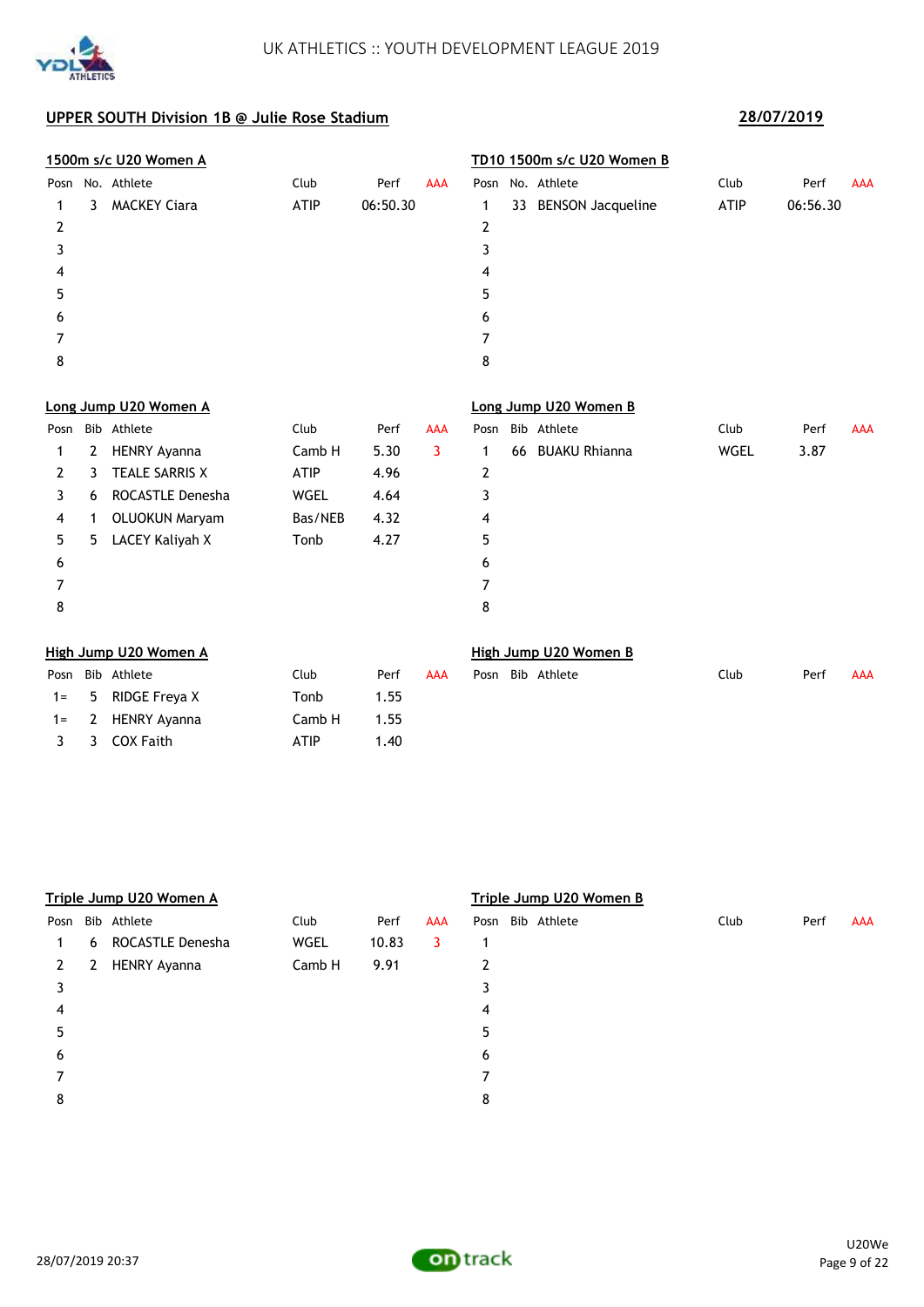## UPPER SOUTH Division 1B @ Julie Rose Stadium

**28/07/2019**

### 1500m s/c U20 Women A

| Posn | No. | Athlete | Club | Perf | AAA |
|---|---|---|---|---|---|
| 1 | 3 | MACKEY Ciara | ATIP | 06:50.30 | |
| 2 | | | | | |
| 3 | | | | | |
| 4 | | | | | |
| 5 | | | | | |
| 6 | | | | | |
| 7 | | | | | |
| 8 | | | | | |

### TD10 1500m s/c U20 Women B

| Posn | No. | Athlete | Club | Perf | AAA |
|---|---|---|---|---|---|
| 1 | 33 | BENSON Jacqueline | ATIP | 06:56.30 | |
| 2 | | | | | |
| 3 | | | | | |
| 4 | | | | | |
| 5 | | | | | |
| 6 | | | | | |
| 7 | | | | | |
| 8 | | | | | |

### Long Jump U20 Women A

| Posn | Bib | Athlete | Club | Perf | AAA |
|---|---|---|---|---|---|
| 1 | 2 | HENRY Ayanna | Camb H | 5.30 | 3 |
| 2 | 3 | TEALE SARRIS X | ATIP | 4.96 | |
| 3 | 6 | ROCASTLE Denesha | WGEL | 4.64 | |
| 4 | 1 | OLUOKUN Maryam | Bas/NEB | 4.32 | |
| 5 | 5 | LACEY Kaliyah X | Tonb | 4.27 | |
| 6 | | | | | |
| 7 | | | | | |
| 8 | | | | | |

### Long Jump U20 Women B

| Posn | Bib | Athlete | Club | Perf | AAA |
|---|---|---|---|---|---|
| 1 | 66 | BUAKU Rhianna | WGEL | 3.87 | |
| 2 | | | | | |
| 3 | | | | | |
| 4 | | | | | |
| 5 | | | | | |
| 6 | | | | | |
| 7 | | | | | |
| 8 | | | | | |

### High Jump U20 Women A

| Posn | Bib | Athlete | Club | Perf | AAA |
|---|---|---|---|---|---|
| 1= | 5 | RIDGE Freya X | Tonb | 1.55 | |
| 1= | 2 | HENRY Ayanna | Camb H | 1.55 | |
| 3 | 3 | COX Faith | ATIP | 1.40 | |

### High Jump U20 Women B

| Posn | Bib | Athlete | Club | Perf | AAA |
|---|---|---|---|---|---|

### Triple Jump U20 Women A

| Posn | Bib | Athlete | Club | Perf | AAA |
|---|---|---|---|---|---|
| 1 | 6 | ROCASTLE Denesha | WGEL | 10.83 | 3 |
| 2 | 2 | HENRY Ayanna | Camb H | 9.91 | |
| 3 | | | | | |
| 4 | | | | | |
| 5 | | | | | |
| 6 | | | | | |
| 7 | | | | | |
| 8 | | | | | |

### Triple Jump U20 Women B

| Posn | Bib | Athlete | Club | Perf | AAA |
|---|---|---|---|---|---|
| 1 | | | | | |
| 2 | | | | | |
| 3 | | | | | |
| 4 | | | | | |
| 5 | | | | | |
| 6 | | | | | |
| 7 | | | | | |
| 8 | | | | | |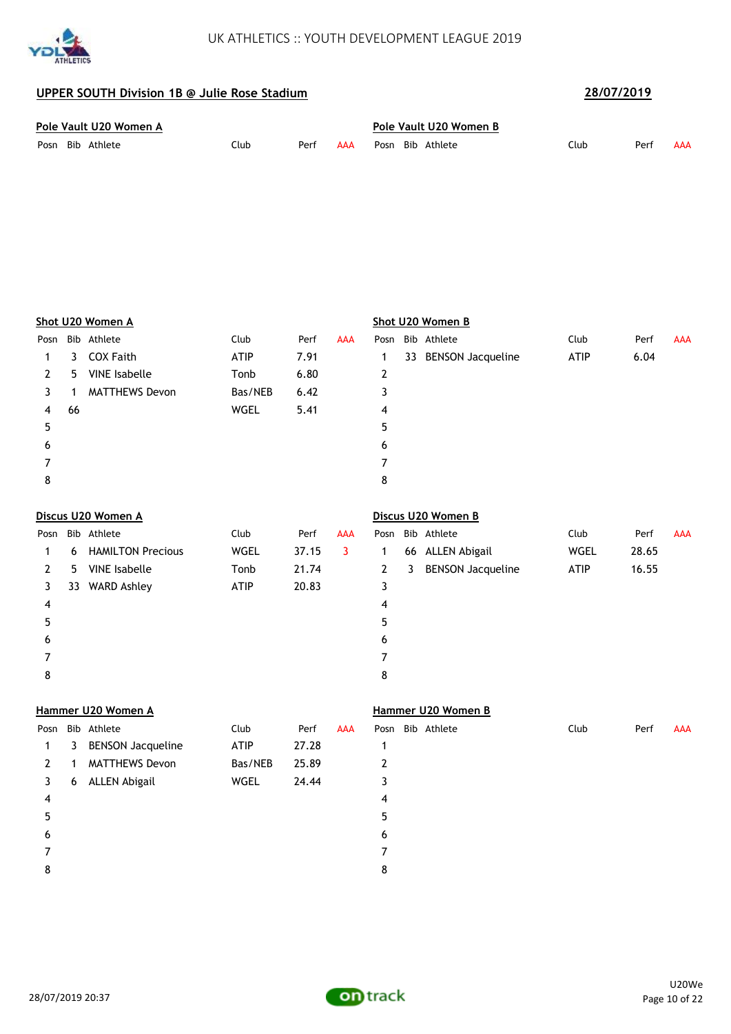# UK ATHLETICS :: YOUTH DEVELOPMENT LEAGUE 2019

## UPPER SOUTH Division 1B @ Julie Rose Stadium

**28/07/2019**

### Pole Vault U20 Women A

| Posn | Bib | Athlete | Club | Perf | AAA |
|---|---|---|---|---|---|

### Pole Vault U20 Women B

| Posn | Bib | Athlete | Club | Perf | AAA |
|---|---|---|---|---|---|

### Shot U20 Women A

| Posn | Bib | Athlete | Club | Perf | AAA |
|---|---|---|---|---|---|
| 1 | 3 | COX Faith | ATIP | 7.91 | |
| 2 | 5 | VINE Isabelle | Tonb | 6.80 | |
| 3 | 1 | MATTHEWS Devon | Bas/NEB | 6.42 | |
| 4 | 66 | | WGEL | 5.41 | |
| 5 | | | | | |
| 6 | | | | | |
| 7 | | | | | |
| 8 | | | | | |

### Shot U20 Women B

| Posn | Bib | Athlete | Club | Perf | AAA |
|---|---|---|---|---|---|
| 1 | 33 | BENSON Jacqueline | ATIP | 6.04 | |
| 2 | | | | | |
| 3 | | | | | |
| 4 | | | | | |
| 5 | | | | | |
| 6 | | | | | |
| 7 | | | | | |
| 8 | | | | | |

### Discus U20 Women A

| Posn | Bib | Athlete | Club | Perf | AAA |
|---|---|---|---|---|---|
| 1 | 6 | HAMILTON Precious | WGEL | 37.15 | 3 |
| 2 | 5 | VINE Isabelle | Tonb | 21.74 | |
| 3 | 33 | WARD Ashley | ATIP | 20.83 | |
| 4 | | | | | |
| 5 | | | | | |
| 6 | | | | | |
| 7 | | | | | |
| 8 | | | | | |

### Discus U20 Women B

| Posn | Bib | Athlete | Club | Perf | AAA |
|---|---|---|---|---|---|
| 1 | 66 | ALLEN Abigail | WGEL | 28.65 | |
| 2 | 3 | BENSON Jacqueline | ATIP | 16.55 | |
| 3 | | | | | |
| 4 | | | | | |
| 5 | | | | | |
| 6 | | | | | |
| 7 | | | | | |
| 8 | | | | | |

### Hammer U20 Women A

| Posn | Bib | Athlete | Club | Perf | AAA |
|---|---|---|---|---|---|
| 1 | 3 | BENSON Jacqueline | ATIP | 27.28 | |
| 2 | 1 | MATTHEWS Devon | Bas/NEB | 25.89 | |
| 3 | 6 | ALLEN Abigail | WGEL | 24.44 | |
| 4 | | | | | |
| 5 | | | | | |
| 6 | | | | | |
| 7 | | | | | |
| 8 | | | | | |

### Hammer U20 Women B

| Posn | Bib | Athlete | Club | Perf | AAA |
|---|---|---|---|---|---|
| 1 | | | | | |
| 2 | | | | | |
| 3 | | | | | |
| 4 | | | | | |
| 5 | | | | | |
| 6 | | | | | |
| 7 | | | | | |
| 8 | | | | | |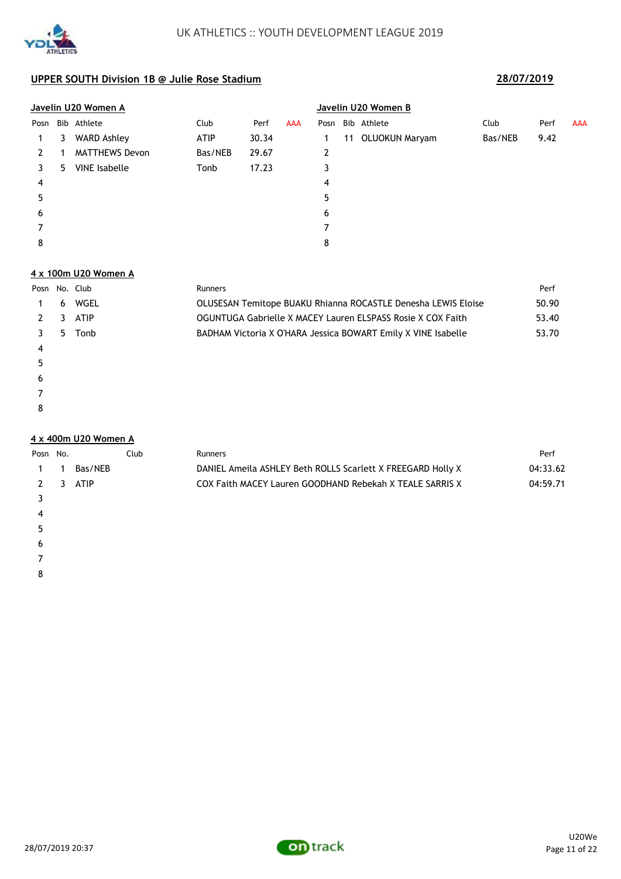## UPPER SOUTH Division 1B @ Julie Rose Stadium

**28/07/2019**

### Javelin U20 Women A

| Posn | Bib | Athlete | Club | Perf | AAA |
|---|---|---|---|---|---|
| 1 | 3 | WARD Ashley | ATIP | 30.34 | |
| 2 | 1 | MATTHEWS Devon | Bas/NEB | 29.67 | |
| 3 | 5 | VINE Isabelle | Tonb | 17.23 | |
| 4 | | | | | |
| 5 | | | | | |
| 6 | | | | | |
| 7 | | | | | |
| 8 | | | | | |

### Javelin U20 Women B

| Posn | Bib | Athlete | Club | Perf | AAA |
|---|---|---|---|---|---|
| 1 | 11 | OLUOKUN Maryam | Bas/NEB | 9.42 | |
| 2 | | | | | |
| 3 | | | | | |
| 4 | | | | | |
| 5 | | | | | |
| 6 | | | | | |
| 7 | | | | | |
| 8 | | | | | |

### 4 x 100m U20 Women A

| Posn | No. | Club | Runners | Perf |
|---|---|---|---|---|
| 1 | 6 | WGEL | OLUSESAN Temitope BUAKU Rhianna ROCASTLE Denesha LEWIS Eloise | 50.90 |
| 2 | 3 | ATIP | OGUNTUGA Gabrielle X MACEY Lauren ELSPASS Rosie X COX Faith | 53.40 |
| 3 | 5 | Tonb | BADHAM Victoria X O'HARA Jessica BOWART Emily X VINE Isabelle | 53.70 |
| 4 | | | | |
| 5 | | | | |
| 6 | | | | |
| 7 | | | | |
| 8 | | | | |

### 4 x 400m U20 Women A

| Posn | No. | Club | Runners | Perf |
|---|---|---|---|---|
| 1 | 1 | Bas/NEB | DANIEL Ameila ASHLEY Beth ROLLS Scarlett X FREEGARD Holly X | 04:33.62 |
| 2 | 3 | ATIP | COX Faith MACEY Lauren GOODHAND Rebekah X TEALE SARRIS X | 04:59.71 |
| 3 | | | | |
| 4 | | | | |
| 5 | | | | |
| 6 | | | | |
| 7 | | | | |
| 8 | | | | |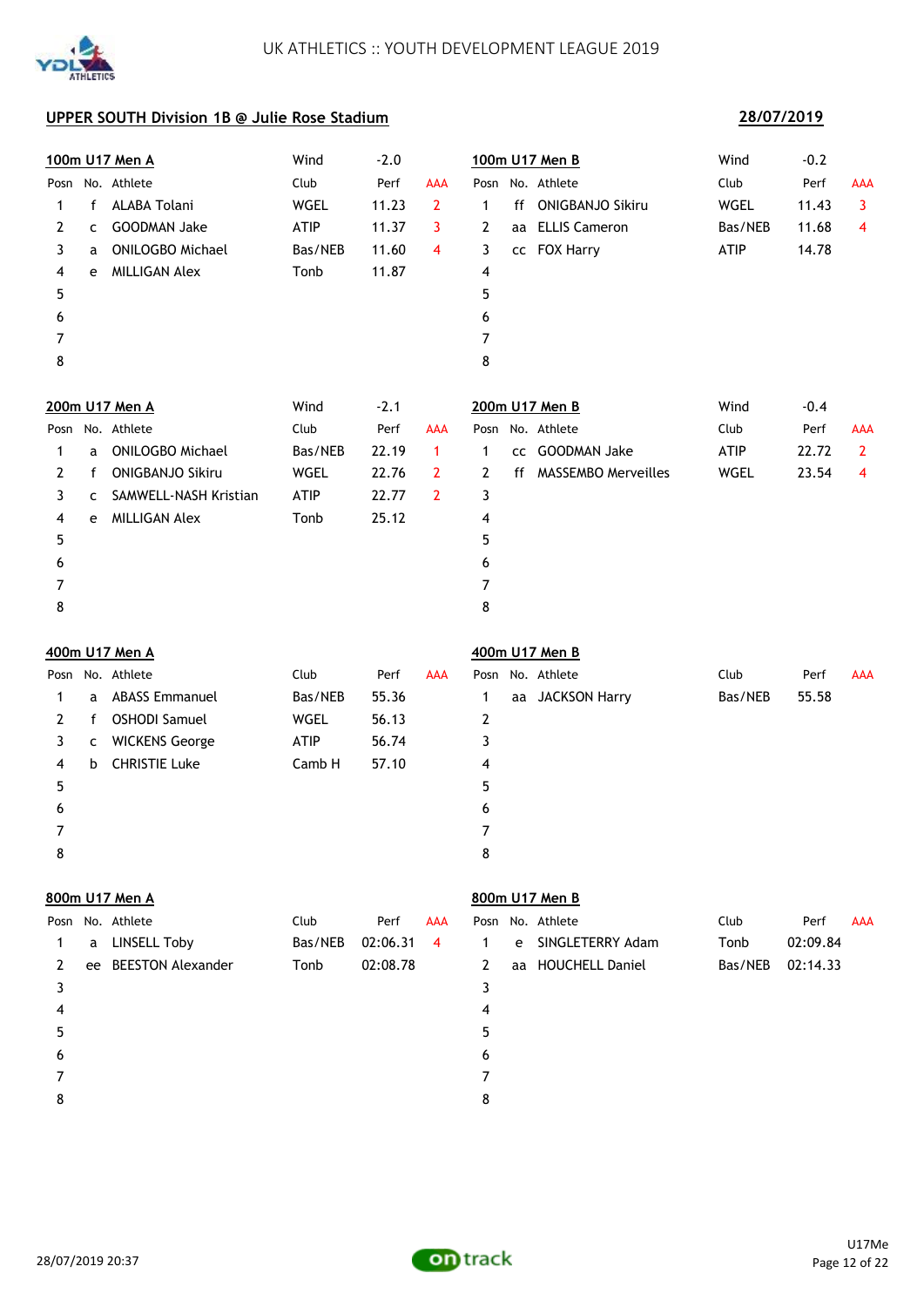# UK ATHLETICS :: YOUTH DEVELOPMENT LEAGUE 2019

## UPPER SOUTH Division 1B @ Julie Rose Stadium

**28/07/2019**

### 100m U17 Men A

Wind -2.0

| Posn | No. | Athlete | Club | Perf | AAA |
|---|---|---|---|---|---|
| 1 | f | ALABA Tolani | WGEL | 11.23 | 2 |
| 2 | c | GOODMAN Jake | ATIP | 11.37 | 3 |
| 3 | a | ONILOGBO Michael | Bas/NEB | 11.60 | 4 |
| 4 | e | MILLIGAN Alex | Tonb | 11.87 | |
| 5 | | | | | |
| 6 | | | | | |
| 7 | | | | | |
| 8 | | | | | |

### 100m U17 Men B

Wind -0.2

| Posn | No. | Athlete | Club | Perf | AAA |
|---|---|---|---|---|---|
| 1 | ff | ONIGBANJO Sikiru | WGEL | 11.43 | 3 |
| 2 | aa | ELLIS Cameron | Bas/NEB | 11.68 | 4 |
| 3 | cc | FOX Harry | ATIP | 14.78 | |
| 4 | | | | | |
| 5 | | | | | |
| 6 | | | | | |
| 7 | | | | | |
| 8 | | | | | |

### 200m U17 Men A

Wind -2.1

| Posn | No. | Athlete | Club | Perf | AAA |
|---|---|---|---|---|---|
| 1 | a | ONILOGBO Michael | Bas/NEB | 22.19 | 1 |
| 2 | f | ONIGBANJO Sikiru | WGEL | 22.76 | 2 |
| 3 | c | SAMWELL-NASH Kristian | ATIP | 22.77 | 2 |
| 4 | e | MILLIGAN Alex | Tonb | 25.12 | |
| 5 | | | | | |
| 6 | | | | | |
| 7 | | | | | |
| 8 | | | | | |

### 200m U17 Men B

Wind -0.4

| Posn | No. | Athlete | Club | Perf | AAA |
|---|---|---|---|---|---|
| 1 | cc | GOODMAN Jake | ATIP | 22.72 | 2 |
| 2 | ff | MASSEMBO Merveilles | WGEL | 23.54 | 4 |
| 3 | | | | | |
| 4 | | | | | |
| 5 | | | | | |
| 6 | | | | | |
| 7 | | | | | |
| 8 | | | | | |

### 400m U17 Men A

| Posn | No. | Athlete | Club | Perf | AAA |
|---|---|---|---|---|---|
| 1 | a | ABASS Emmanuel | Bas/NEB | 55.36 | |
| 2 | f | OSHODI Samuel | WGEL | 56.13 | |
| 3 | c | WICKENS George | ATIP | 56.74 | |
| 4 | b | CHRISTIE Luke | Camb H | 57.10 | |
| 5 | | | | | |
| 6 | | | | | |
| 7 | | | | | |
| 8 | | | | | |

### 400m U17 Men B

| Posn | No. | Athlete | Club | Perf | AAA |
|---|---|---|---|---|---|
| 1 | aa | JACKSON Harry | Bas/NEB | 55.58 | |
| 2 | | | | | |
| 3 | | | | | |
| 4 | | | | | |
| 5 | | | | | |
| 6 | | | | | |
| 7 | | | | | |
| 8 | | | | | |

### 800m U17 Men A

| Posn | No. | Athlete | Club | Perf | AAA |
|---|---|---|---|---|---|
| 1 | a | LINSELL Toby | Bas/NEB | 02:06.31 | 4 |
| 2 | ee | BEESTON Alexander | Tonb | 02:08.78 | |
| 3 | | | | | |
| 4 | | | | | |
| 5 | | | | | |
| 6 | | | | | |
| 7 | | | | | |
| 8 | | | | | |

### 800m U17 Men B

| Posn | No. | Athlete | Club | Perf | AAA |
|---|---|---|---|---|---|
| 1 | e | SINGLETERRY Adam | Tonb | 02:09.84 | |
| 2 | aa | HOUCHELL Daniel | Bas/NEB | 02:14.33 | |
| 3 | | | | | |
| 4 | | | | | |
| 5 | | | | | |
| 6 | | | | | |
| 7 | | | | | |
| 8 | | | | | |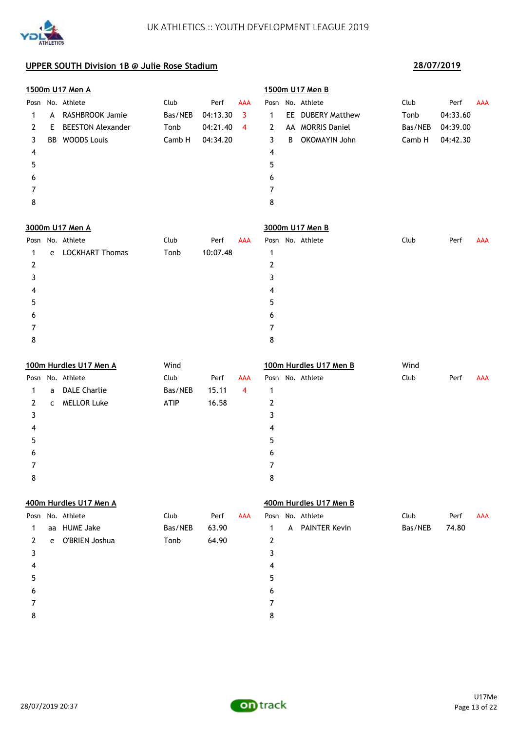# UK ATHLETICS :: YOUTH DEVELOPMENT LEAGUE 2019

## UPPER SOUTH Division 1B @ Julie Rose Stadium

**28/07/2019**

### 1500m U17 Men A

| Posn | No. | Athlete | Club | Perf | AAA |
|---|---|---|---|---|---|
| 1 | A | RASHBROOK Jamie | Bas/NEB | 04:13.30 | 3 |
| 2 | E | BEESTON Alexander | Tonb | 04:21.40 | 4 |
| 3 | BB | WOODS Louis | Camb H | 04:34.20 | |
| 4 | | | | | |
| 5 | | | | | |
| 6 | | | | | |
| 7 | | | | | |
| 8 | | | | | |

### 1500m U17 Men B

| Posn | No. | Athlete | Club | Perf | AAA |
|---|---|---|---|---|---|
| 1 | EE | DUBERY Matthew | Tonb | 04:33.60 | |
| 2 | AA | MORRIS Daniel | Bas/NEB | 04:39.00 | |
| 3 | B | OKOMAYIN John | Camb H | 04:42.30 | |
| 4 | | | | | |
| 5 | | | | | |
| 6 | | | | | |
| 7 | | | | | |
| 8 | | | | | |

### 3000m U17 Men A

| Posn | No. | Athlete | Club | Perf | AAA |
|---|---|---|---|---|---|
| 1 | e | LOCKHART Thomas | Tonb | 10:07.48 | |
| 2 | | | | | |
| 3 | | | | | |
| 4 | | | | | |
| 5 | | | | | |
| 6 | | | | | |
| 7 | | | | | |
| 8 | | | | | |

### 3000m U17 Men B

| Posn | No. | Athlete | Club | Perf | AAA |
|---|---|---|---|---|---|
| 1 | | | | | |
| 2 | | | | | |
| 3 | | | | | |
| 4 | | | | | |
| 5 | | | | | |
| 6 | | | | | |
| 7 | | | | | |
| 8 | | | | | |

### 100m Hurdles U17 Men A

Wind

| Posn | No. | Athlete | Club | Perf | AAA |
|---|---|---|---|---|---|
| 1 | a | DALE Charlie | Bas/NEB | 15.11 | 4 |
| 2 | c | MELLOR Luke | ATIP | 16.58 | |
| 3 | | | | | |
| 4 | | | | | |
| 5 | | | | | |
| 6 | | | | | |
| 7 | | | | | |
| 8 | | | | | |

### 100m Hurdles U17 Men B

Wind

| Posn | No. | Athlete | Club | Perf | AAA |
|---|---|---|---|---|---|
| 1 | | | | | |
| 2 | | | | | |
| 3 | | | | | |
| 4 | | | | | |
| 5 | | | | | |
| 6 | | | | | |
| 7 | | | | | |
| 8 | | | | | |

### 400m Hurdles U17 Men A

| Posn | No. | Athlete | Club | Perf | AAA |
|---|---|---|---|---|---|
| 1 | aa | HUME Jake | Bas/NEB | 63.90 | |
| 2 | e | O'BRIEN Joshua | Tonb | 64.90 | |
| 3 | | | | | |
| 4 | | | | | |
| 5 | | | | | |
| 6 | | | | | |
| 7 | | | | | |
| 8 | | | | | |

### 400m Hurdles U17 Men B

| Posn | No. | Athlete | Club | Perf | AAA |
|---|---|---|---|---|---|
| 1 | A | PAINTER Kevin | Bas/NEB | 74.80 | |
| 2 | | | | | |
| 3 | | | | | |
| 4 | | | | | |
| 5 | | | | | |
| 6 | | | | | |
| 7 | | | | | |
| 8 | | | | | |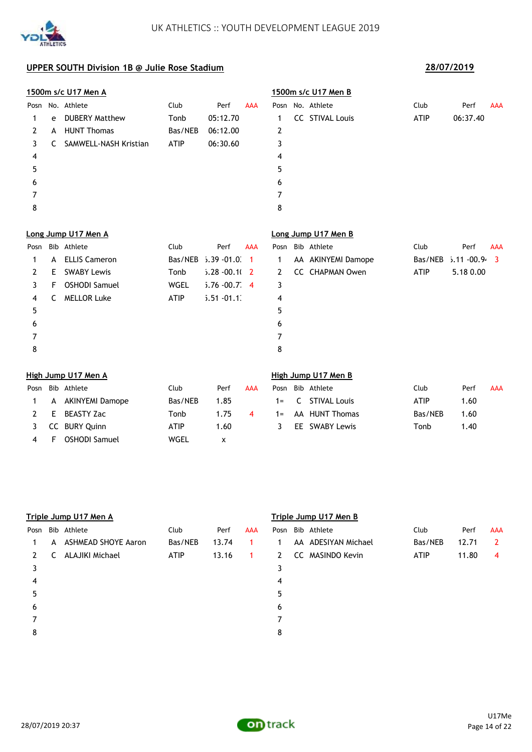UK ATHLETICS :: YOUTH DEVELOPMENT LEAGUE 2019

## UPPER SOUTH Division 1B @ Julie Rose Stadium

**28/07/2019**

### 1500m s/c U17 Men A

| Posn | No. | Athlete | Club | Perf | AAA |
|---|---|---|---|---|---|
| 1 | e | DUBERY Matthew | Tonb | 05:12.70 | |
| 2 | A | HUNT Thomas | Bas/NEB | 06:12.00 | |
| 3 | C | SAMWELL-NASH Kristian | ATIP | 06:30.60 | |
| 4 | | | | | |
| 5 | | | | | |
| 6 | | | | | |
| 7 | | | | | |
| 8 | | | | | |

### 1500m s/c U17 Men B

| Posn | No. | Athlete | Club | Perf | AAA |
|---|---|---|---|---|---|
| 1 | CC | STIVAL Louis | ATIP | 06:37.40 | |
| 2 | | | | | |
| 3 | | | | | |
| 4 | | | | | |
| 5 | | | | | |
| 6 | | | | | |
| 7 | | | | | |
| 8 | | | | | |

### Long Jump U17 Men A

| Posn | Bib | Athlete | Club | Perf | AAA |
|---|---|---|---|---|---|
| 1 | A | ELLIS Cameron | Bas/NEB | ;.39 -01.0: | 1 |
| 2 | E | SWABY Lewis | Tonb | ;.28 -00.1( | 2 |
| 3 | F | OSHODI Samuel | WGEL | ;.76 -00.7: | 4 |
| 4 | C | MELLOR Luke | ATIP | ;.51 -01.1: | |
| 5 | | | | | |
| 6 | | | | | |
| 7 | | | | | |
| 8 | | | | | |

### Long Jump U17 Men B

| Posn | Bib | Athlete | Club | Perf | AAA |
|---|---|---|---|---|---|
| 1 | AA | AKINYEMI Damope | Bas/NEB | ;.11 -00.9· | 3 |
| 2 | CC | CHAPMAN Owen | ATIP | 5.18 0.00 | |
| 3 | | | | | |
| 4 | | | | | |
| 5 | | | | | |
| 6 | | | | | |
| 7 | | | | | |
| 8 | | | | | |

### High Jump U17 Men A

| Posn | Bib | Athlete | Club | Perf | AAA |
|---|---|---|---|---|---|
| 1 | A | AKINYEMI Damope | Bas/NEB | 1.85 | |
| 2 | E | BEASTY Zac | Tonb | 1.75 | 4 |
| 3 | CC | BURY Quinn | ATIP | 1.60 | |
| 4 | F | OSHODI Samuel | WGEL | x | |

### High Jump U17 Men B

| Posn | Bib | Athlete | Club | Perf | AAA |
|---|---|---|---|---|---|
| 1= | C | STIVAL Louis | ATIP | 1.60 | |
| 1= | AA | HUNT Thomas | Bas/NEB | 1.60 | |
| 3 | EE | SWABY Lewis | Tonb | 1.40 | |

### Triple Jump U17 Men A

| Posn | Bib | Athlete | Club | Perf | AAA |
|---|---|---|---|---|---|
| 1 | A | ASHMEAD SHOYE Aaron | Bas/NEB | 13.74 | 1 |
| 2 | C | ALAJIKI Michael | ATIP | 13.16 | 1 |
| 3 | | | | | |
| 4 | | | | | |
| 5 | | | | | |
| 6 | | | | | |
| 7 | | | | | |
| 8 | | | | | |

### Triple Jump U17 Men B

| Posn | Bib | Athlete | Club | Perf | AAA |
|---|---|---|---|---|---|
| 1 | AA | ADESIYAN Michael | Bas/NEB | 12.71 | 2 |
| 2 | CC | MASINDO Kevin | ATIP | 11.80 | 4 |
| 3 | | | | | |
| 4 | | | | | |
| 5 | | | | | |
| 6 | | | | | |
| 7 | | | | | |
| 8 | | | | | |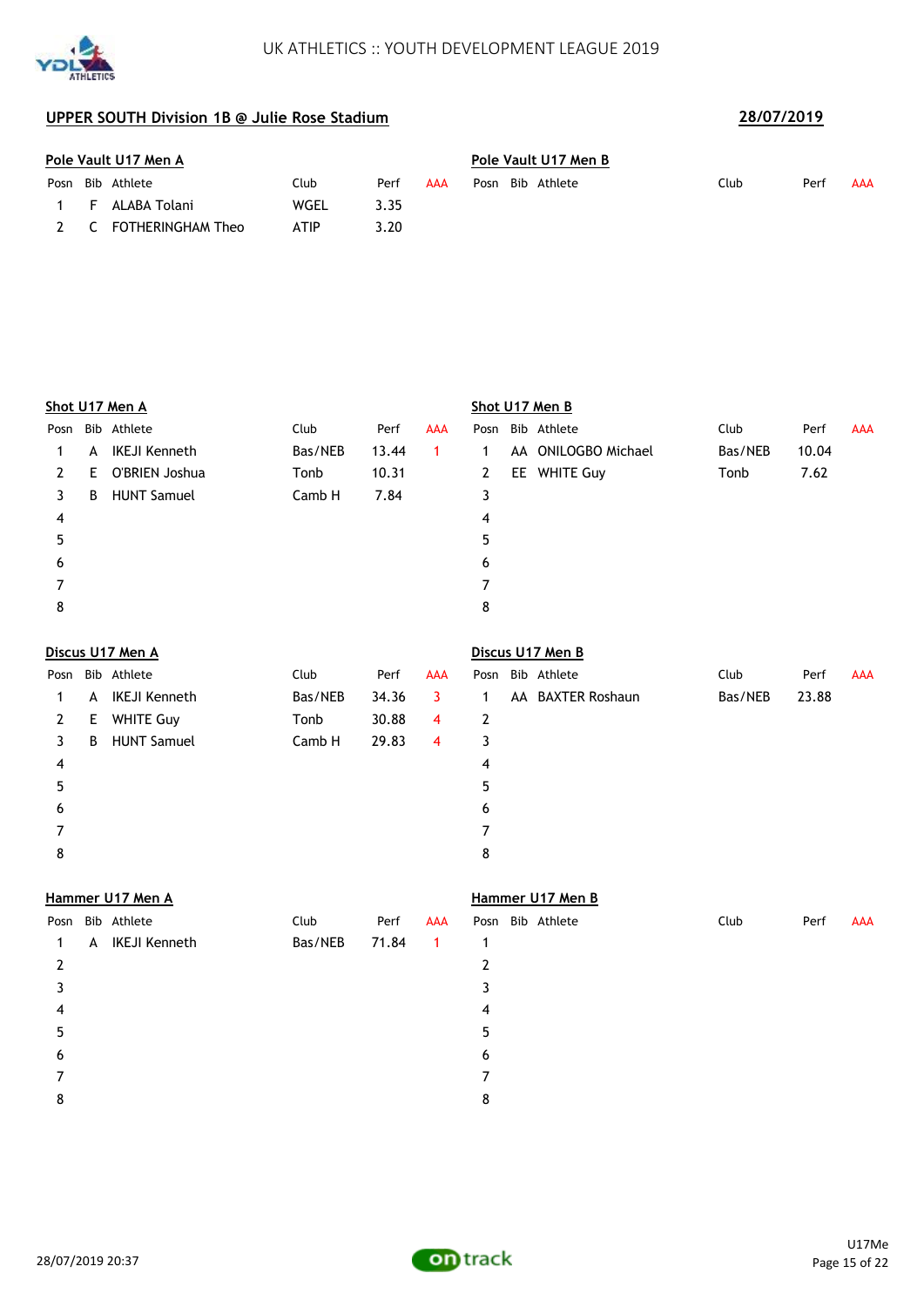UK ATHLETICS :: YOUTH DEVELOPMENT LEAGUE 2019

## UPPER SOUTH Division 1B @ Julie Rose Stadium

**28/07/2019**

### Pole Vault U17 Men A

| Posn | Bib | Athlete | Club | Perf | AAA |
|---|---|---|---|---|---|
| 1 | F | ALABA Tolani | WGEL | 3.35 | |
| 2 | C | FOTHERINGHAM Theo | ATIP | 3.20 | |

### Pole Vault U17 Men B

| Posn | Bib | Athlete | Club | Perf | AAA |
|---|---|---|---|---|---|

### Shot U17 Men A

| Posn | Bib | Athlete | Club | Perf | AAA |
|---|---|---|---|---|---|
| 1 | A | IKEJI Kenneth | Bas/NEB | 13.44 | 1 |
| 2 | E | O'BRIEN Joshua | Tonb | 10.31 | |
| 3 | B | HUNT Samuel | Camb H | 7.84 | |
| 4 | | | | | |
| 5 | | | | | |
| 6 | | | | | |
| 7 | | | | | |
| 8 | | | | | |

### Shot U17 Men B

| Posn | Bib | Athlete | Club | Perf | AAA |
|---|---|---|---|---|---|
| 1 | AA | ONILOGBO Michael | Bas/NEB | 10.04 | |
| 2 | EE | WHITE Guy | Tonb | 7.62 | |
| 3 | | | | | |
| 4 | | | | | |
| 5 | | | | | |
| 6 | | | | | |
| 7 | | | | | |
| 8 | | | | | |

### Discus U17 Men A

| Posn | Bib | Athlete | Club | Perf | AAA |
|---|---|---|---|---|---|
| 1 | A | IKEJI Kenneth | Bas/NEB | 34.36 | 3 |
| 2 | E | WHITE Guy | Tonb | 30.88 | 4 |
| 3 | B | HUNT Samuel | Camb H | 29.83 | 4 |
| 4 | | | | | |
| 5 | | | | | |
| 6 | | | | | |
| 7 | | | | | |
| 8 | | | | | |

### Discus U17 Men B

| Posn | Bib | Athlete | Club | Perf | AAA |
|---|---|---|---|---|---|
| 1 | AA | BAXTER Roshaun | Bas/NEB | 23.88 | |
| 2 | | | | | |
| 3 | | | | | |
| 4 | | | | | |
| 5 | | | | | |
| 6 | | | | | |
| 7 | | | | | |
| 8 | | | | | |

### Hammer U17 Men A

| Posn | Bib | Athlete | Club | Perf | AAA |
|---|---|---|---|---|---|
| 1 | A | IKEJI Kenneth | Bas/NEB | 71.84 | 1 |
| 2 | | | | | |
| 3 | | | | | |
| 4 | | | | | |
| 5 | | | | | |
| 6 | | | | | |
| 7 | | | | | |
| 8 | | | | | |

### Hammer U17 Men B

| Posn | Bib | Athlete | Club | Perf | AAA |
|---|---|---|---|---|---|
| 1 | | | | | |
| 2 | | | | | |
| 3 | | | | | |
| 4 | | | | | |
| 5 | | | | | |
| 6 | | | | | |
| 7 | | | | | |
| 8 | | | | | |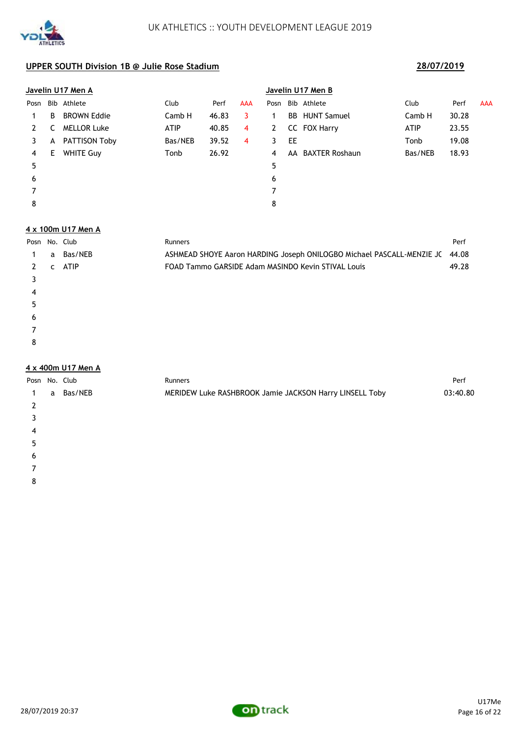UK ATHLETICS :: YOUTH DEVELOPMENT LEAGUE 2019

## UPPER SOUTH Division 1B @ Julie Rose Stadium

**28/07/2019**

### Javelin U17 Men A

| Posn | Bib | Athlete | Club | Perf | AAA |
|---|---|---|---|---|---|
| 1 | B | BROWN Eddie | Camb H | 46.83 | 3 |
| 2 | C | MELLOR Luke | ATIP | 40.85 | 4 |
| 3 | A | PATTISON Toby | Bas/NEB | 39.52 | 4 |
| 4 | E | WHITE Guy | Tonb | 26.92 | |
| 5 | | | | | |
| 6 | | | | | |
| 7 | | | | | |
| 8 | | | | | |

### Javelin U17 Men B

| Posn | Bib | Athlete | Club | Perf | AAA |
|---|---|---|---|---|---|
| 1 | BB | HUNT Samuel | Camb H | 30.28 | |
| 2 | CC | FOX Harry | ATIP | 23.55 | |
| 3 | EE | | Tonb | 19.08 | |
| 4 | AA | BAXTER Roshaun | Bas/NEB | 18.93 | |
| 5 | | | | | |
| 6 | | | | | |
| 7 | | | | | |
| 8 | | | | | |

### 4 x 100m U17 Men A

| Posn | No. | Club | Runners | Perf |
|---|---|---|---|---|
| 1 | a | Bas/NEB | ASHMEAD SHOYE Aaron HARDING Joseph ONILOGBO Michael PASCALL-MENZIE JC | 44.08 |
| 2 | c | ATIP | FOAD Tammo GARSIDE Adam MASINDO Kevin STIVAL Louis | 49.28 |
| 3 | | | | |
| 4 | | | | |
| 5 | | | | |
| 6 | | | | |
| 7 | | | | |
| 8 | | | | |

### 4 x 400m U17 Men A

| Posn | No. | Club | Runners | Perf |
|---|---|---|---|---|
| 1 | a | Bas/NEB | MERIDEW Luke RASHBROOK Jamie JACKSON Harry LINSELL Toby | 03:40.80 |
| 2 | | | | |
| 3 | | | | |
| 4 | | | | |
| 5 | | | | |
| 6 | | | | |
| 7 | | | | |
| 8 | | | | |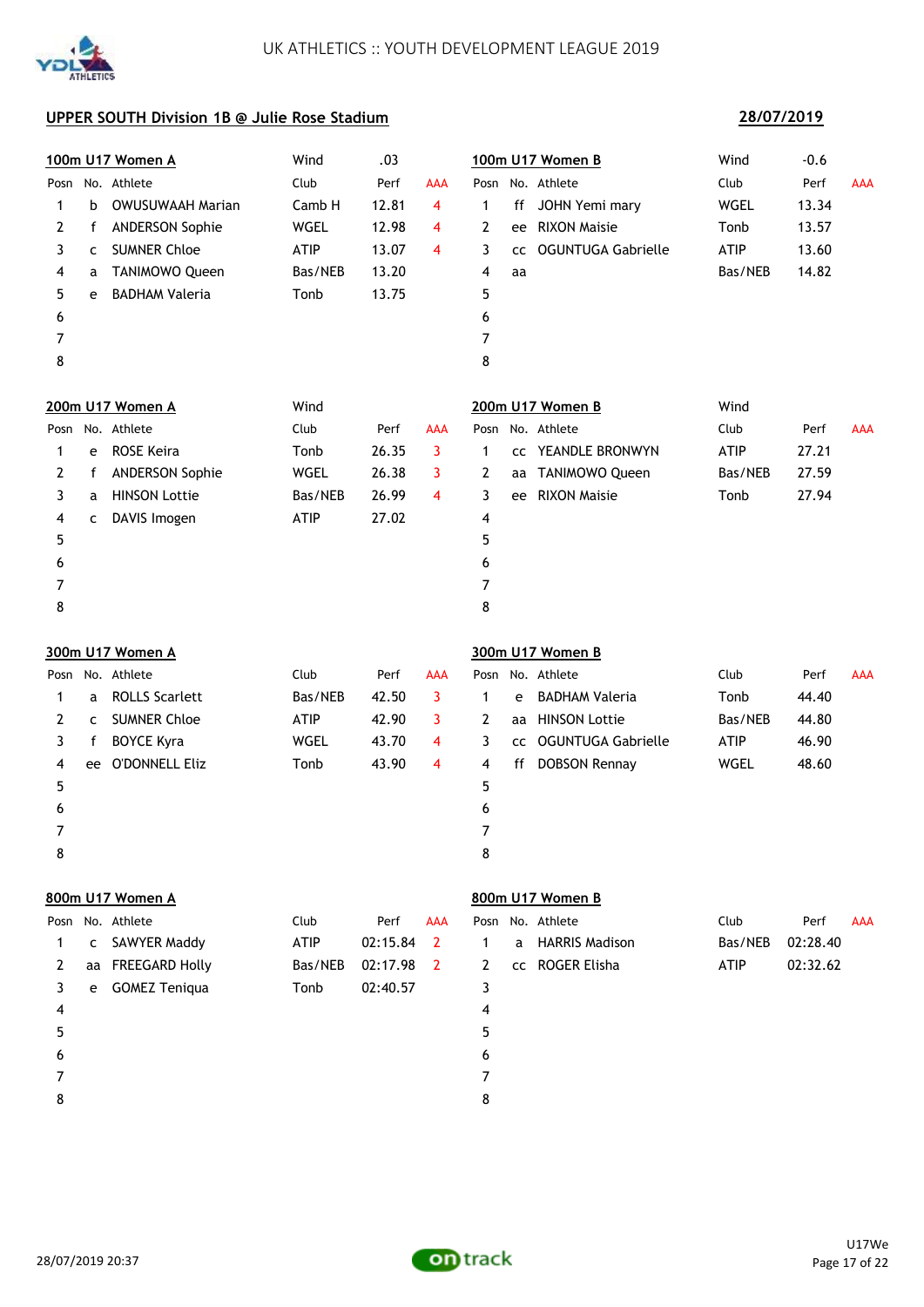UK ATHLETICS :: YOUTH DEVELOPMENT LEAGUE 2019

## UPPER SOUTH Division 1B @ Julie Rose Stadium

**28/07/2019**

### 100m U17 Women A

Wind .03

| Posn | No. | Athlete | Club | Perf | AAA |
|---|---|---|---|---|---|
| 1 | b | OWUSUWAAH Marian | Camb H | 12.81 | 4 |
| 2 | f | ANDERSON Sophie | WGEL | 12.98 | 4 |
| 3 | c | SUMNER Chloe | ATIP | 13.07 | 4 |
| 4 | a | TANIMOWO Queen | Bas/NEB | 13.20 | |
| 5 | e | BADHAM Valeria | Tonb | 13.75 | |
| 6 | | | | | |
| 7 | | | | | |
| 8 | | | | | |

### 100m U17 Women B

Wind -0.6

| Posn | No. | Athlete | Club | Perf | AAA |
|---|---|---|---|---|---|
| 1 | ff | JOHN Yemi mary | WGEL | 13.34 | |
| 2 | ee | RIXON Maisie | Tonb | 13.57 | |
| 3 | cc | OGUNTUGA Gabrielle | ATIP | 13.60 | |
| 4 | aa | | Bas/NEB | 14.82 | |
| 5 | | | | | |
| 6 | | | | | |
| 7 | | | | | |
| 8 | | | | | |

### 200m U17 Women A

Wind

| Posn | No. | Athlete | Club | Perf | AAA |
|---|---|---|---|---|---|
| 1 | e | ROSE Keira | Tonb | 26.35 | 3 |
| 2 | f | ANDERSON Sophie | WGEL | 26.38 | 3 |
| 3 | a | HINSON Lottie | Bas/NEB | 26.99 | 4 |
| 4 | c | DAVIS Imogen | ATIP | 27.02 | |
| 5 | | | | | |
| 6 | | | | | |
| 7 | | | | | |
| 8 | | | | | |

### 200m U17 Women B

Wind

| Posn | No. | Athlete | Club | Perf | AAA |
|---|---|---|---|---|---|
| 1 | cc | YEANDLE BRONWYN | ATIP | 27.21 | |
| 2 | aa | TANIMOWO Queen | Bas/NEB | 27.59 | |
| 3 | ee | RIXON Maisie | Tonb | 27.94 | |
| 4 | | | | | |
| 5 | | | | | |
| 6 | | | | | |
| 7 | | | | | |
| 8 | | | | | |

### 300m U17 Women A

| Posn | No. | Athlete | Club | Perf | AAA |
|---|---|---|---|---|---|
| 1 | a | ROLLS Scarlett | Bas/NEB | 42.50 | 3 |
| 2 | c | SUMNER Chloe | ATIP | 42.90 | 3 |
| 3 | f | BOYCE Kyra | WGEL | 43.70 | 4 |
| 4 | ee | O'DONNELL Eliz | Tonb | 43.90 | 4 |
| 5 | | | | | |
| 6 | | | | | |
| 7 | | | | | |
| 8 | | | | | |

### 300m U17 Women B

| Posn | No. | Athlete | Club | Perf | AAA |
|---|---|---|---|---|---|
| 1 | e | BADHAM Valeria | Tonb | 44.40 | |
| 2 | aa | HINSON Lottie | Bas/NEB | 44.80 | |
| 3 | cc | OGUNTUGA Gabrielle | ATIP | 46.90 | |
| 4 | ff | DOBSON Rennay | WGEL | 48.60 | |
| 5 | | | | | |
| 6 | | | | | |
| 7 | | | | | |
| 8 | | | | | |

### 800m U17 Women A

| Posn | No. | Athlete | Club | Perf | AAA |
|---|---|---|---|---|---|
| 1 | c | SAWYER Maddy | ATIP | 02:15.84 | 2 |
| 2 | aa | FREEGARD Holly | Bas/NEB | 02:17.98 | 2 |
| 3 | e | GOMEZ Teniqua | Tonb | 02:40.57 | |
| 4 | | | | | |
| 5 | | | | | |
| 6 | | | | | |
| 7 | | | | | |
| 8 | | | | | |

### 800m U17 Women B

| Posn | No. | Athlete | Club | Perf | AAA |
|---|---|---|---|---|---|
| 1 | a | HARRIS Madison | Bas/NEB | 02:28.40 | |
| 2 | cc | ROGER Elisha | ATIP | 02:32.62 | |
| 3 | | | | | |
| 4 | | | | | |
| 5 | | | | | |
| 6 | | | | | |
| 7 | | | | | |
| 8 | | | | | |

28/07/2019 20:37

U17We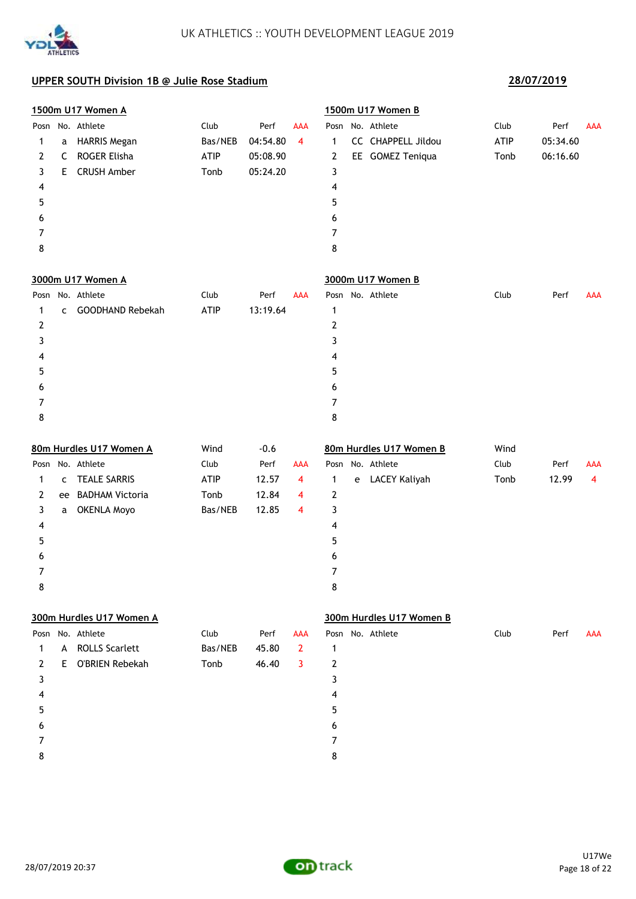UK ATHLETICS :: YOUTH DEVELOPMENT LEAGUE 2019

## UPPER SOUTH Division 1B @ Julie Rose Stadium

**28/07/2019**

### 1500m U17 Women A

| Posn | No. | Athlete | Club | Perf | AAA |
|---|---|---|---|---|---|
| 1 | a | HARRIS Megan | Bas/NEB | 04:54.80 | 4 |
| 2 | C | ROGER Elisha | ATIP | 05:08.90 | |
| 3 | E | CRUSH Amber | Tonb | 05:24.20 | |
| 4 | | | | | |
| 5 | | | | | |
| 6 | | | | | |
| 7 | | | | | |
| 8 | | | | | |

### 1500m U17 Women B

| Posn | No. | Athlete | Club | Perf | AAA |
|---|---|---|---|---|---|
| 1 | CC | CHAPPELL Jildou | ATIP | 05:34.60 | |
| 2 | EE | GOMEZ Teniqua | Tonb | 06:16.60 | |
| 3 | | | | | |
| 4 | | | | | |
| 5 | | | | | |
| 6 | | | | | |
| 7 | | | | | |
| 8 | | | | | |

### 3000m U17 Women A

| Posn | No. | Athlete | Club | Perf | AAA |
|---|---|---|---|---|---|
| 1 | c | GOODHAND Rebekah | ATIP | 13:19.64 | |
| 2 | | | | | |
| 3 | | | | | |
| 4 | | | | | |
| 5 | | | | | |
| 6 | | | | | |
| 7 | | | | | |
| 8 | | | | | |

### 3000m U17 Women B

| Posn | No. | Athlete | Club | Perf | AAA |
|---|---|---|---|---|---|
| 1 | | | | | |
| 2 | | | | | |
| 3 | | | | | |
| 4 | | | | | |
| 5 | | | | | |
| 6 | | | | | |
| 7 | | | | | |
| 8 | | | | | |

### 80m Hurdles U17 Women A

Wind -0.6

| Posn | No. | Athlete | Club | Perf | AAA |
|---|---|---|---|---|---|
| 1 | c | TEALE SARRIS | ATIP | 12.57 | 4 |
| 2 | ee | BADHAM Victoria | Tonb | 12.84 | 4 |
| 3 | a | OKENLA Moyo | Bas/NEB | 12.85 | 4 |
| 4 | | | | | |
| 5 | | | | | |
| 6 | | | | | |
| 7 | | | | | |
| 8 | | | | | |

### 80m Hurdles U17 Women B

Wind

| Posn | No. | Athlete | Club | Perf | AAA |
|---|---|---|---|---|---|
| 1 | e | LACEY Kaliyah | Tonb | 12.99 | 4 |
| 2 | | | | | |
| 3 | | | | | |
| 4 | | | | | |
| 5 | | | | | |
| 6 | | | | | |
| 7 | | | | | |
| 8 | | | | | |

### 300m Hurdles U17 Women A

| Posn | No. | Athlete | Club | Perf | AAA |
|---|---|---|---|---|---|
| 1 | A | ROLLS Scarlett | Bas/NEB | 45.80 | 2 |
| 2 | E | O'BRIEN Rebekah | Tonb | 46.40 | 3 |
| 3 | | | | | |
| 4 | | | | | |
| 5 | | | | | |
| 6 | | | | | |
| 7 | | | | | |
| 8 | | | | | |

### 300m Hurdles U17 Women B

| Posn | No. | Athlete | Club | Perf | AAA |
|---|---|---|---|---|---|
| 1 | | | | | |
| 2 | | | | | |
| 3 | | | | | |
| 4 | | | | | |
| 5 | | | | | |
| 6 | | | | | |
| 7 | | | | | |
| 8 | | | | | |

28/07/2019 20:37

U17We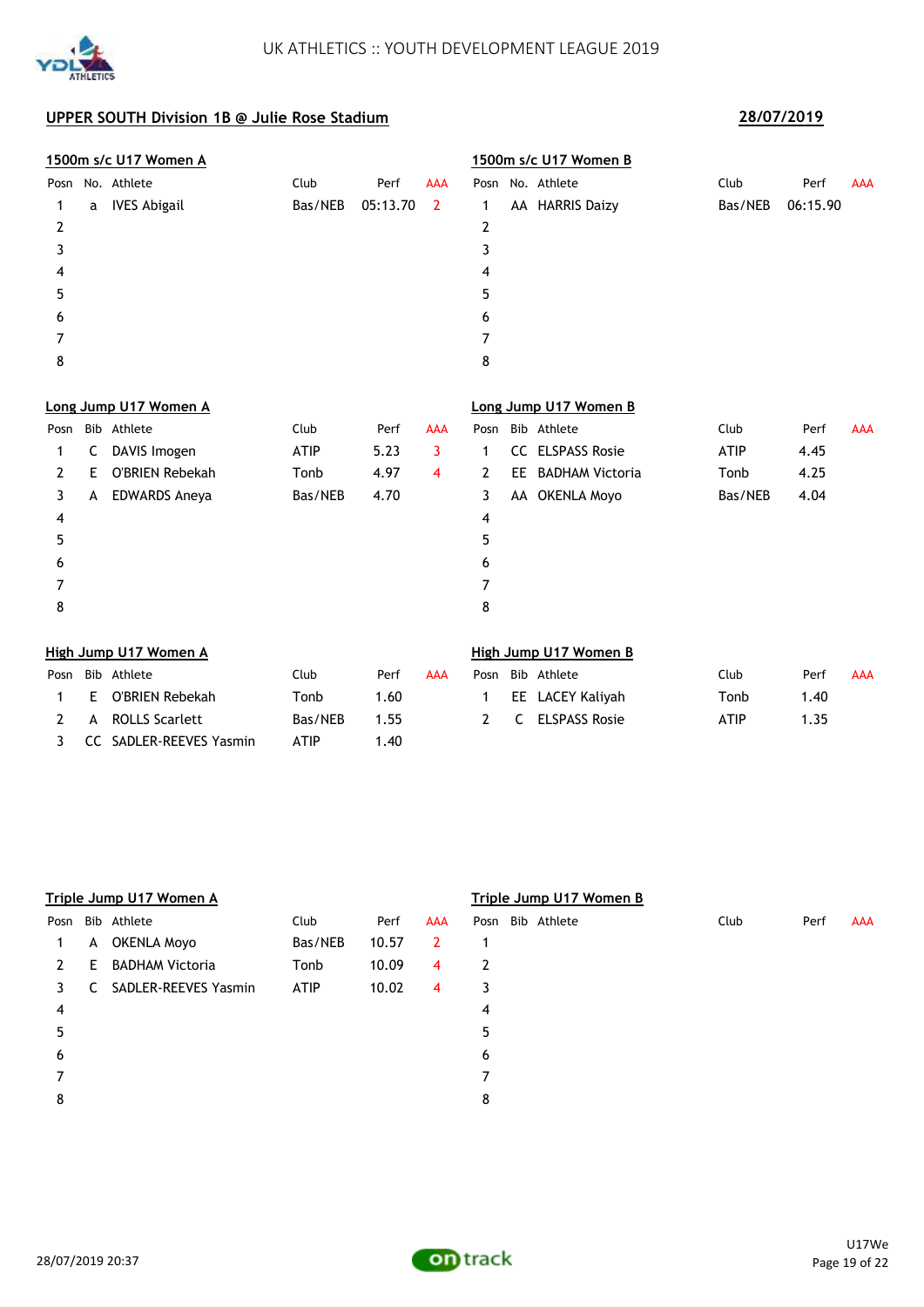## UPPER SOUTH Division 1B @ Julie Rose Stadium

**28/07/2019**

### 1500m s/c U17 Women A

| Posn | No. | Athlete | Club | Perf | AAA |
|---|---|---|---|---|---|
| 1 | a | IVES Abigail | Bas/NEB | 05:13.70 | 2 |
| 2 | | | | | |
| 3 | | | | | |
| 4 | | | | | |
| 5 | | | | | |
| 6 | | | | | |
| 7 | | | | | |
| 8 | | | | | |

### 1500m s/c U17 Women B

| Posn | No. | Athlete | Club | Perf | AAA |
|---|---|---|---|---|---|
| 1 | AA | HARRIS Daizy | Bas/NEB | 06:15.90 | |
| 2 | | | | | |
| 3 | | | | | |
| 4 | | | | | |
| 5 | | | | | |
| 6 | | | | | |
| 7 | | | | | |
| 8 | | | | | |

### Long Jump U17 Women A

| Posn | Bib | Athlete | Club | Perf | AAA |
|---|---|---|---|---|---|
| 1 | C | DAVIS Imogen | ATIP | 5.23 | 3 |
| 2 | E | O'BRIEN Rebekah | Tonb | 4.97 | 4 |
| 3 | A | EDWARDS Aneya | Bas/NEB | 4.70 | |
| 4 | | | | | |
| 5 | | | | | |
| 6 | | | | | |
| 7 | | | | | |
| 8 | | | | | |

### Long Jump U17 Women B

| Posn | Bib | Athlete | Club | Perf | AAA |
|---|---|---|---|---|---|
| 1 | CC | ELSPASS Rosie | ATIP | 4.45 | |
| 2 | EE | BADHAM Victoria | Tonb | 4.25 | |
| 3 | AA | OKENLA Moyo | Bas/NEB | 4.04 | |
| 4 | | | | | |
| 5 | | | | | |
| 6 | | | | | |
| 7 | | | | | |
| 8 | | | | | |

### High Jump U17 Women A

| Posn | Bib | Athlete | Club | Perf | AAA |
|---|---|---|---|---|---|
| 1 | E | O'BRIEN Rebekah | Tonb | 1.60 | |
| 2 | A | ROLLS Scarlett | Bas/NEB | 1.55 | |
| 3 | CC | SADLER-REEVES Yasmin | ATIP | 1.40 | |

### High Jump U17 Women B

| Posn | Bib | Athlete | Club | Perf | AAA |
|---|---|---|---|---|---|
| 1 | EE | LACEY Kaliyah | Tonb | 1.40 | |
| 2 | C | ELSPASS Rosie | ATIP | 1.35 | |

### Triple Jump U17 Women A

| Posn | Bib | Athlete | Club | Perf | AAA |
|---|---|---|---|---|---|
| 1 | A | OKENLA Moyo | Bas/NEB | 10.57 | 2 |
| 2 | E | BADHAM Victoria | Tonb | 10.09 | 4 |
| 3 | C | SADLER-REEVES Yasmin | ATIP | 10.02 | 4 |
| 4 | | | | | |
| 5 | | | | | |
| 6 | | | | | |
| 7 | | | | | |
| 8 | | | | | |

### Triple Jump U17 Women B

| Posn | Bib | Athlete | Club | Perf | AAA |
|---|---|---|---|---|---|
| 1 | | | | | |
| 2 | | | | | |
| 3 | | | | | |
| 4 | | | | | |
| 5 | | | | | |
| 6 | | | | | |
| 7 | | | | | |
| 8 | | | | | |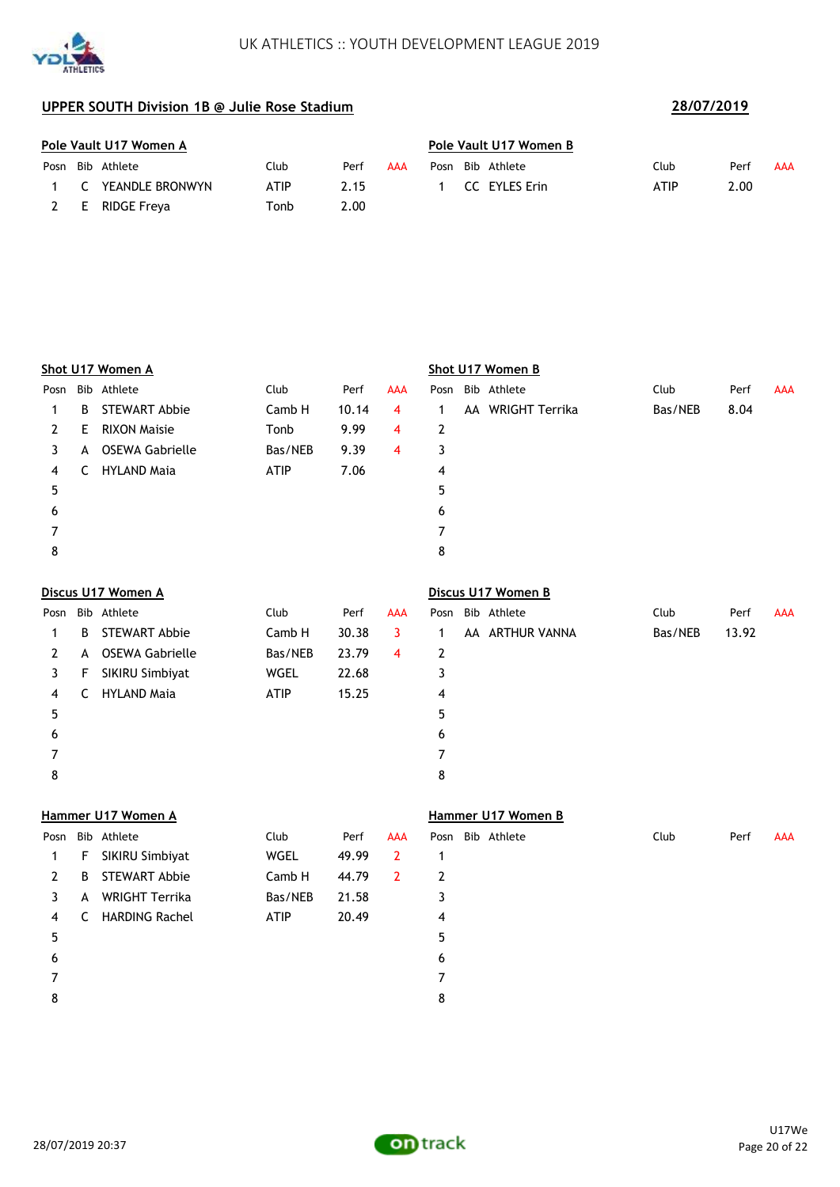UK ATHLETICS :: YOUTH DEVELOPMENT LEAGUE 2019

## UPPER SOUTH Division 1B @ Julie Rose Stadium

**28/07/2019**

### Pole Vault U17 Women A

| Posn | Bib | Athlete | Club | Perf | AAA |
|---|---|---|---|---|---|
| 1 | C | YEANDLE BRONWYN | ATIP | 2.15 | |
| 2 | E | RIDGE Freya | Tonb | 2.00 | |

### Pole Vault U17 Women B

| Posn | Bib | Athlete | Club | Perf | AAA |
|---|---|---|---|---|---|
| 1 | CC | EYLES Erin | ATIP | 2.00 | |

### Shot U17 Women A

| Posn | Bib | Athlete | Club | Perf | AAA |
|---|---|---|---|---|---|
| 1 | B | STEWART Abbie | Camb H | 10.14 | 4 |
| 2 | E | RIXON Maisie | Tonb | 9.99 | 4 |
| 3 | A | OSEWA Gabrielle | Bas/NEB | 9.39 | 4 |
| 4 | C | HYLAND Maia | ATIP | 7.06 | |
| 5 | | | | | |
| 6 | | | | | |
| 7 | | | | | |
| 8 | | | | | |

### Shot U17 Women B

| Posn | Bib | Athlete | Club | Perf | AAA |
|---|---|---|---|---|---|
| 1 | AA | WRIGHT Terrika | Bas/NEB | 8.04 | |
| 2 | | | | | |
| 3 | | | | | |
| 4 | | | | | |
| 5 | | | | | |
| 6 | | | | | |
| 7 | | | | | |
| 8 | | | | | |

### Discus U17 Women A

| Posn | Bib | Athlete | Club | Perf | AAA |
|---|---|---|---|---|---|
| 1 | B | STEWART Abbie | Camb H | 30.38 | 3 |
| 2 | A | OSEWA Gabrielle | Bas/NEB | 23.79 | 4 |
| 3 | F | SIKIRU Simbiyat | WGEL | 22.68 | |
| 4 | C | HYLAND Maia | ATIP | 15.25 | |
| 5 | | | | | |
| 6 | | | | | |
| 7 | | | | | |
| 8 | | | | | |

### Discus U17 Women B

| Posn | Bib | Athlete | Club | Perf | AAA |
|---|---|---|---|---|---|
| 1 | AA | ARTHUR VANNA | Bas/NEB | 13.92 | |
| 2 | | | | | |
| 3 | | | | | |
| 4 | | | | | |
| 5 | | | | | |
| 6 | | | | | |
| 7 | | | | | |
| 8 | | | | | |

### Hammer U17 Women A

| Posn | Bib | Athlete | Club | Perf | AAA |
|---|---|---|---|---|---|
| 1 | F | SIKIRU Simbiyat | WGEL | 49.99 | 2 |
| 2 | B | STEWART Abbie | Camb H | 44.79 | 2 |
| 3 | A | WRIGHT Terrika | Bas/NEB | 21.58 | |
| 4 | C | HARDING Rachel | ATIP | 20.49 | |
| 5 | | | | | |
| 6 | | | | | |
| 7 | | | | | |
| 8 | | | | | |

### Hammer U17 Women B

| Posn | Bib | Athlete | Club | Perf | AAA |
|---|---|---|---|---|---|
| 1 | | | | | |
| 2 | | | | | |
| 3 | | | | | |
| 4 | | | | | |
| 5 | | | | | |
| 6 | | | | | |
| 7 | | | | | |
| 8 | | | | | |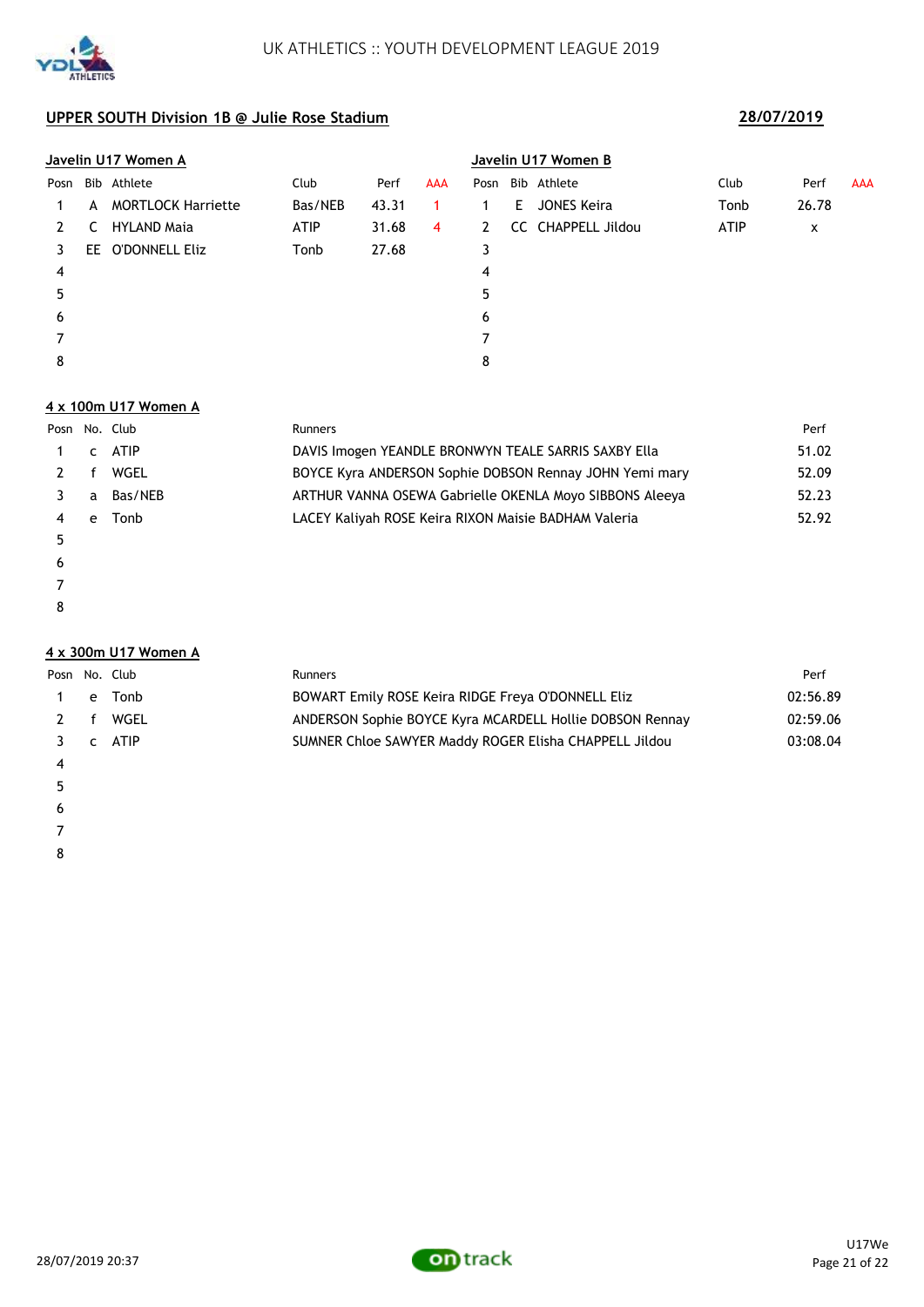UK ATHLETICS :: YOUTH DEVELOPMENT LEAGUE 2019

**UPPER SOUTH Division 1B @ Julie Rose Stadium** **28/07/2019**

**Javelin U17 Women A**

| Posn | Bib | Athlete | Club | Perf | AAA |
|---|---|---|---|---|---|
| 1 | A | MORTLOCK Harriette | Bas/NEB | 43.31 | 1 |
| 2 | C | HYLAND Maia | ATIP | 31.68 | 4 |
| 3 | EE | O'DONNELL Eliz | Tonb | 27.68 | |
| 4 | | | | | |
| 5 | | | | | |
| 6 | | | | | |
| 7 | | | | | |
| 8 | | | | | |

**Javelin U17 Women B**

| Posn | Bib | Athlete | Club | Perf | AAA |
|---|---|---|---|---|---|
| 1 | E | JONES Keira | Tonb | 26.78 | |
| 2 | CC | CHAPPELL Jildou | ATIP | x | |
| 3 | | | | | |
| 4 | | | | | |
| 5 | | | | | |
| 6 | | | | | |
| 7 | | | | | |
| 8 | | | | | |

**4 x 100m U17 Women A**

| Posn | No. | Club | Runners | Perf |
|---|---|---|---|---|
| 1 | c | ATIP | DAVIS Imogen YEANDLE BRONWYN TEALE SARRIS SAXBY Ella | 51.02 |
| 2 | f | WGEL | BOYCE Kyra ANDERSON Sophie DOBSON Rennay JOHN Yemi mary | 52.09 |
| 3 | a | Bas/NEB | ARTHUR VANNA OSEWA Gabrielle OKENLA Moyo SIBBONS Aleeya | 52.23 |
| 4 | e | Tonb | LACEY Kaliyah ROSE Keira RIXON Maisie BADHAM Valeria | 52.92 |
| 5 | | | | |
| 6 | | | | |
| 7 | | | | |
| 8 | | | | |

**4 x 300m U17 Women A**

| Posn | No. | Club | Runners | Perf |
|---|---|---|---|---|
| 1 | e | Tonb | BOWART Emily ROSE Keira RIDGE Freya O'DONNELL Eliz | 02:56.89 |
| 2 | f | WGEL | ANDERSON Sophie BOYCE Kyra MCARDELL Hollie DOBSON Rennay | 02:59.06 |
| 3 | c | ATIP | SUMNER Chloe SAWYER Maddy ROGER Elisha CHAPPELL Jildou | 03:08.04 |
| 4 | | | | |
| 5 | | | | |
| 6 | | | | |
| 7 | | | | |
| 8 | | | | |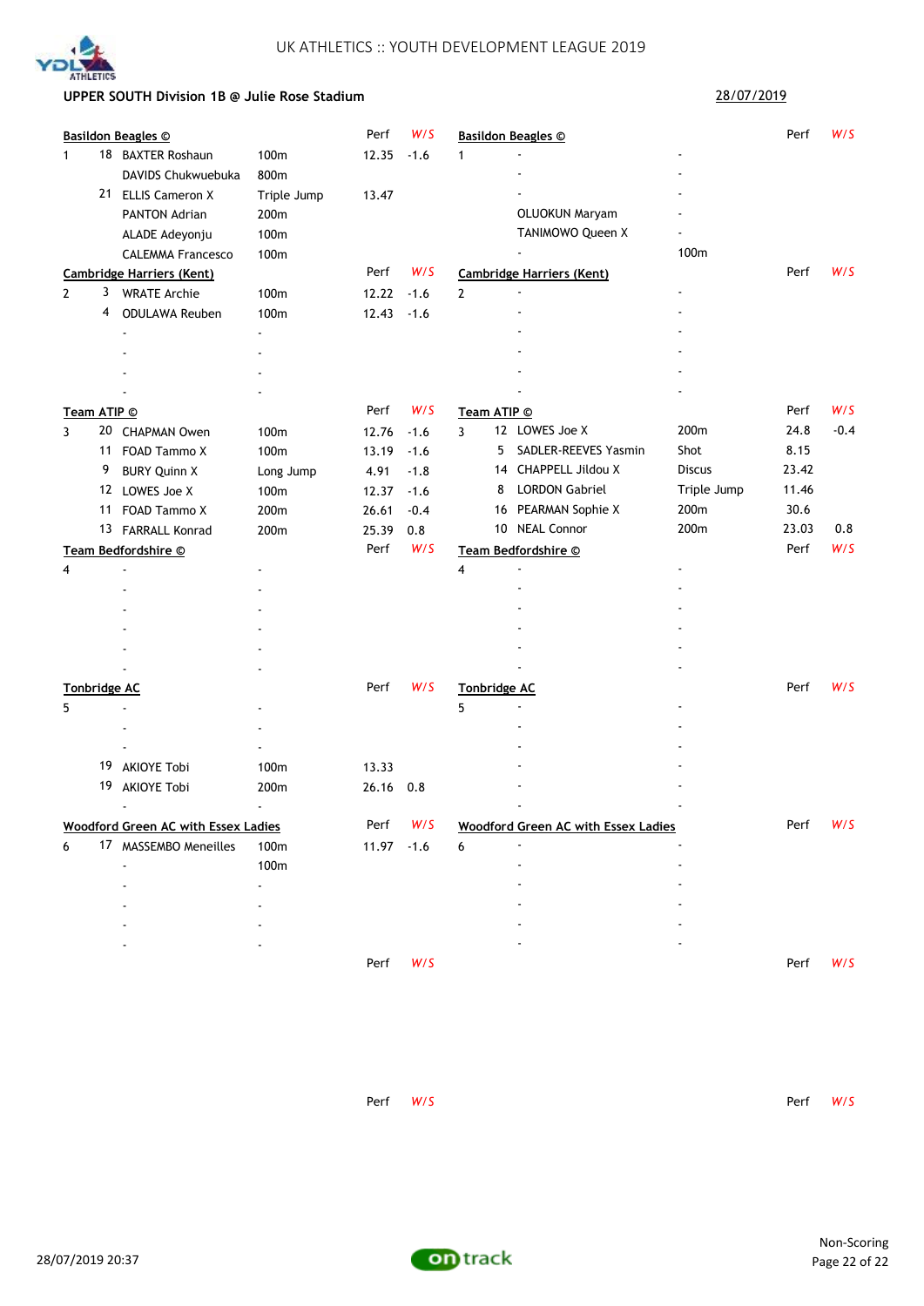UK ATHLETICS :: YOUTH DEVELOPMENT LEAGUE 2019

**UPPER SOUTH Division 1B @ Julie Rose Stadium** 28/07/2019

| | | | | Perf | W/S |
|---|---|---|---|---|---|
| **Basildon Beagles ©** | | | | | |
| 1 | 18 | BAXTER Roshaun | 100m | 12.35 | -1.6 |
| | | DAVIDS Chukwuebuka | 800m | | |
| | 21 | ELLIS Cameron X | Triple Jump | 13.47 | |
| | | PANTON Adrian | 200m | | |
| | | ALADE Adeyonju | 100m | | |
| | | CALEMMA Francesco | 100m | | |
| **Cambridge Harriers (Kent)** | | | | | |
| 2 | 3 | WRATE Archie | 100m | 12.22 | -1.6 |
| | 4 | ODULAWA Reuben | 100m | 12.43 | -1.6 |
| | | - | - | | |
| | | - | - | | |
| | | - | - | | |
| | | - | - | | |
| **Team ATIP ©** | | | | | |
| 3 | 20 | CHAPMAN Owen | 100m | 12.76 | -1.6 |
| | 11 | FOAD Tammo X | 100m | 13.19 | -1.6 |
| | 9 | BURY Quinn X | Long Jump | 4.91 | -1.8 |
| | 12 | LOWES Joe X | 100m | 12.37 | -1.6 |
| | 11 | FOAD Tammo X | 200m | 26.61 | -0.4 |
| | 13 | FARRALL Konrad | 200m | 25.39 | 0.8 |
| **Team Bedfordshire ©** | | | | | |
| 4 | | - | - | | |
| | | - | - | | |
| | | - | - | | |
| | | - | - | | |
| | | - | - | | |
| | | - | - | | |
| **Tonbridge AC** | | | | | |
| 5 | | - | - | | |
| | | - | - | | |
| | | - | - | | |
| | 19 | AKIOYE Tobi | 100m | 13.33 | |
| | 19 | AKIOYE Tobi | 200m | 26.16 | 0.8 |
| | | - | - | | |
| **Woodford Green AC with Essex Ladies** | | | | | |
| 6 | 17 | MASSEMBO Meneilles | 100m | 11.97 | -1.6 |
| | | - | 100m | | |
| | | - | - | | |
| | | - | - | | |
| | | - | - | | |
| | | - | - | | |

| | | | | Perf | W/S |
|---|---|---|---|---|---|
| **Basildon Beagles ©** | | | | | |
| 1 | | - | - | | |
| | | - | - | | |
| | | - | - | | |
| | | OLUOKUN Maryam | - | | |
| | | TANIMOWO Queen X | - | | |
| | | - | 100m | | |
| **Cambridge Harriers (Kent)** | | | | | |
| 2 | | - | - | | |
| | | - | - | | |
| | | - | - | | |
| | | - | - | | |
| | | - | - | | |
| | | - | - | | |
| **Team ATIP ©** | | | | | |
| 3 | 12 | LOWES Joe X | 200m | 24.8 | -0.4 |
| | 5 | SADLER-REEVES Yasmin | Shot | 8.15 | |
| | 14 | CHAPPELL Jildou X | Discus | 23.42 | |
| | 8 | LORDON Gabriel | Triple Jump | 11.46 | |
| | 16 | PEARMAN Sophie X | 200m | 30.6 | |
| | 10 | NEAL Connor | 200m | 23.03 | 0.8 |
| **Team Bedfordshire ©** | | | | | |
| 4 | | - | - | | |
| | | - | - | | |
| | | - | - | | |
| | | - | - | | |
| | | - | - | | |
| | | - | - | | |
| **Tonbridge AC** | | | | | |
| 5 | | - | - | | |
| | | - | - | | |
| | | - | - | | |
| | | - | - | | |
| | | - | - | | |
| | | - | - | | |
| **Woodford Green AC with Essex Ladies** | | | | | |
| 6 | | - | - | | |
| | | - | - | | |
| | | - | - | | |
| | | - | - | | |
| | | - | - | | |
| | | - | - | | |

28/07/2019 20:37

Non-Scoring